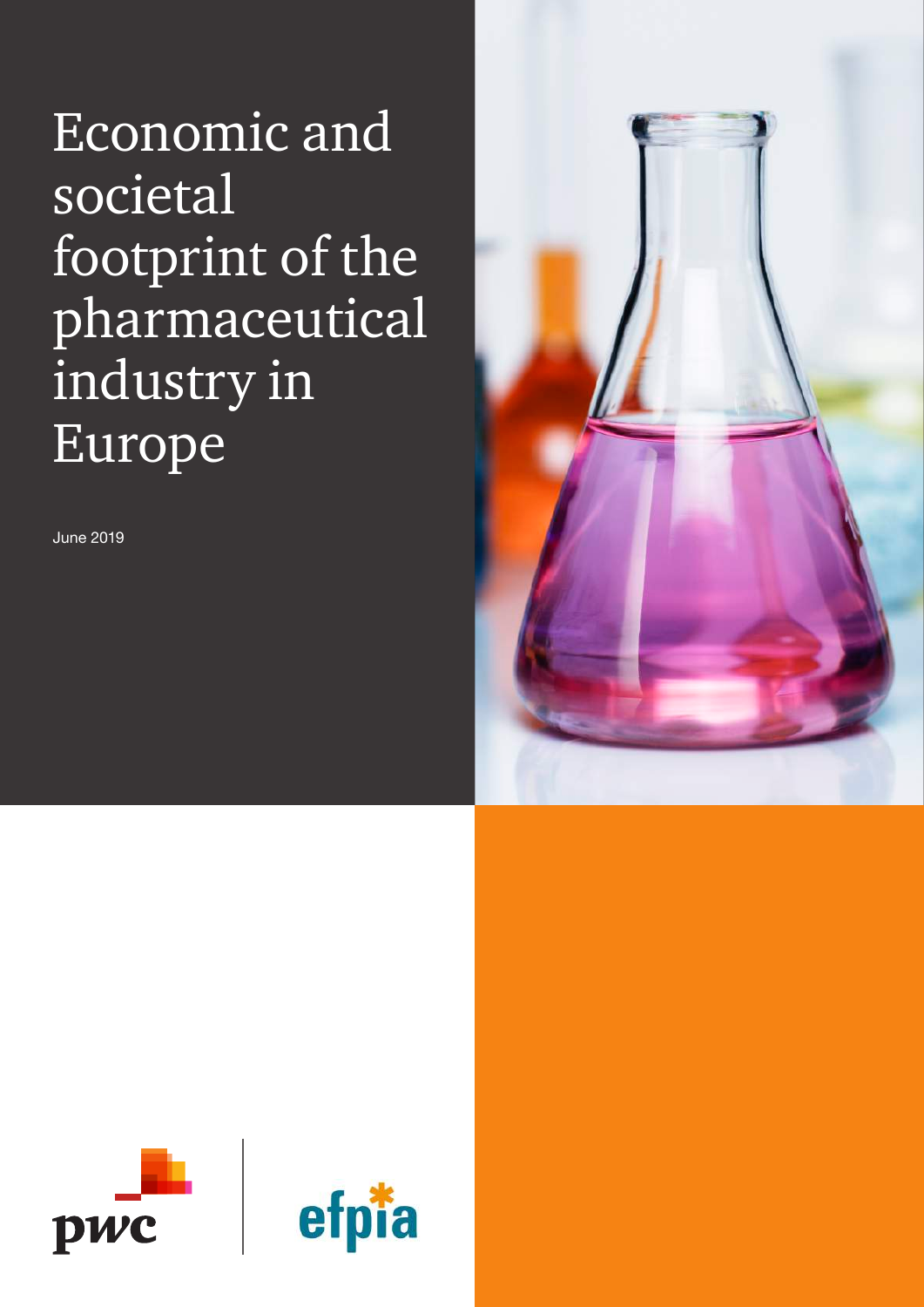# Economic and societal footprint of the pharmaceutical industry in Europe

June 2019

pwc

efpia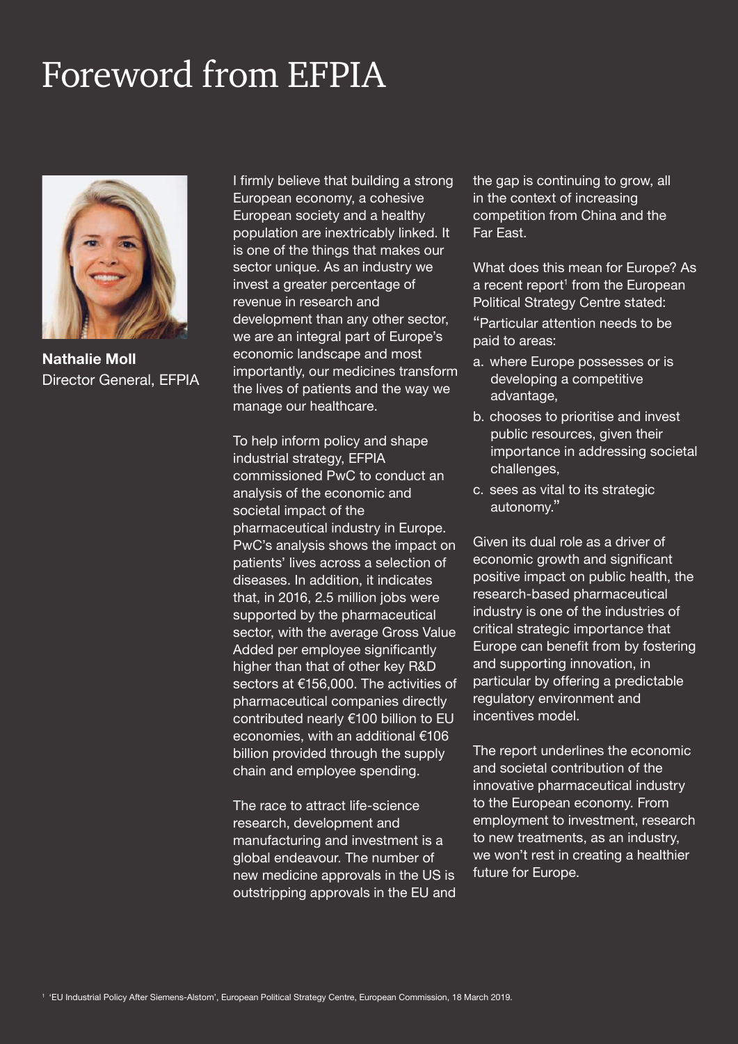# Foreword from EFPIA

**Nathalie Moll**
Director General, EFPIA

I firmly believe that building a strong European economy, a cohesive European society and a healthy population are inextricably linked. It is one of the things that makes our sector unique. As an industry we invest a greater percentage of revenue in research and development than any other sector, we are an integral part of Europe's economic landscape and most importantly, our medicines transform the lives of patients and the way we manage our healthcare.

To help inform policy and shape industrial strategy, EFPIA commissioned PwC to conduct an analysis of the economic and societal impact of the pharmaceutical industry in Europe. PwC's analysis shows the impact on patients' lives across a selection of diseases. In addition, it indicates that, in 2016, 2.5 million jobs were supported by the pharmaceutical sector, with the average Gross Value Added per employee significantly higher than that of other key R&D sectors at €156,000. The activities of pharmaceutical companies directly contributed nearly €100 billion to EU economies, with an additional €106 billion provided through the supply chain and employee spending.

The race to attract life-science research, development and manufacturing and investment is a global endeavour. The number of new medicine approvals in the US is outstripping approvals in the EU and the gap is continuing to grow, all in the context of increasing competition from China and the Far East.

What does this mean for Europe? As a recent report[1] from the European Political Strategy Centre stated: "Particular attention needs to be paid to areas:

a. where Europe possesses or is developing a competitive advantage,
b. chooses to prioritise and invest public resources, given their importance in addressing societal challenges,
c. sees as vital to its strategic autonomy."

Given its dual role as a driver of economic growth and significant positive impact on public health, the research-based pharmaceutical industry is one of the industries of critical strategic importance that Europe can benefit from by fostering and supporting innovation, in particular by offering a predictable regulatory environment and incentives model.

The report underlines the economic and societal contribution of the innovative pharmaceutical industry to the European economy. From employment to investment, research to new treatments, as an industry, we won't rest in creating a healthier future for Europe.

[1] 'EU Industrial Policy After Siemens-Alstom', European Political Strategy Centre, European Commission, 18 March 2019.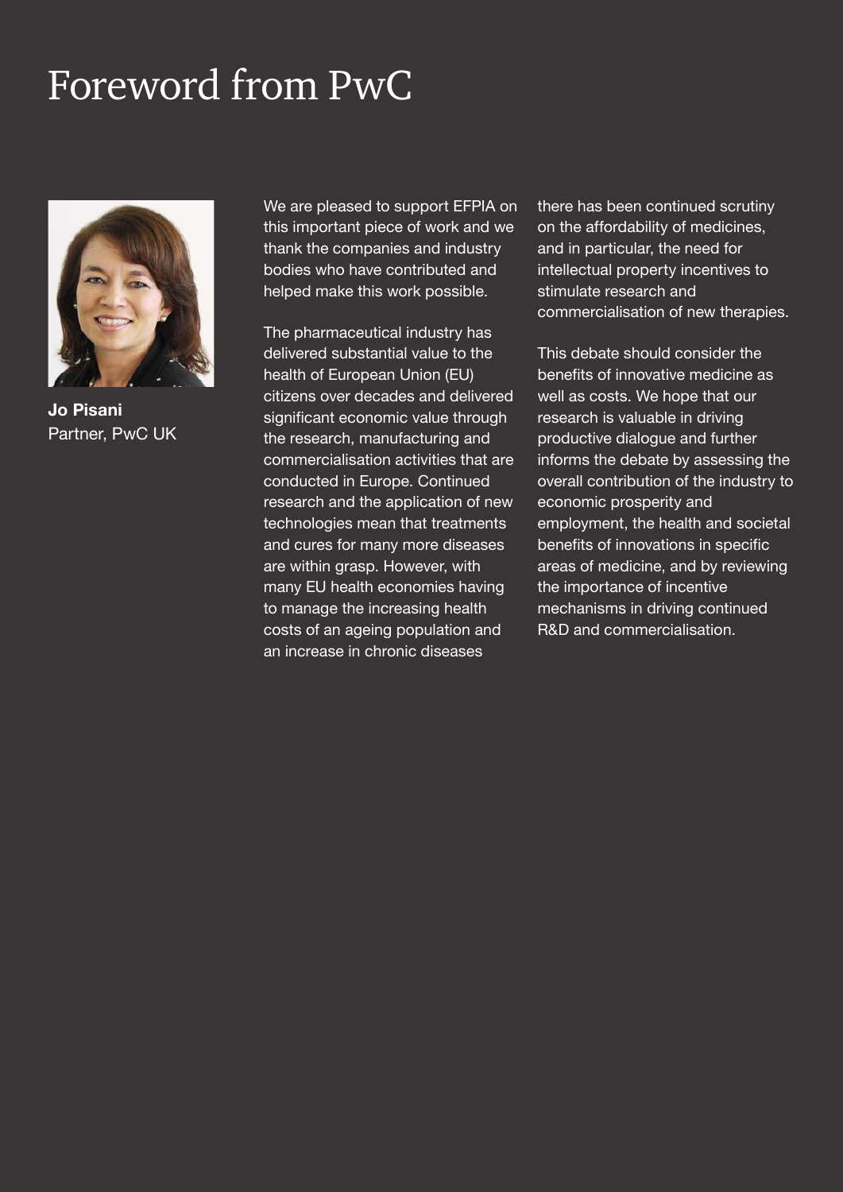# Foreword from PwC

**Jo Pisani**
Partner, PwC UK

We are pleased to support EFPIA on this important piece of work and we thank the companies and industry bodies who have contributed and helped make this work possible.

The pharmaceutical industry has delivered substantial value to the health of European Union (EU) citizens over decades and delivered significant economic value through the research, manufacturing and commercialisation activities that are conducted in Europe. Continued research and the application of new technologies mean that treatments and cures for many more diseases are within grasp. However, with many EU health economies having to manage the increasing health costs of an ageing population and an increase in chronic diseases there has been continued scrutiny on the affordability of medicines, and in particular, the need for intellectual property incentives to stimulate research and commercialisation of new therapies.

This debate should consider the benefits of innovative medicine as well as costs. We hope that our research is valuable in driving productive dialogue and further informs the debate by assessing the overall contribution of the industry to economic prosperity and employment, the health and societal benefits of innovations in specific areas of medicine, and by reviewing the importance of incentive mechanisms in driving continued R&D and commercialisation.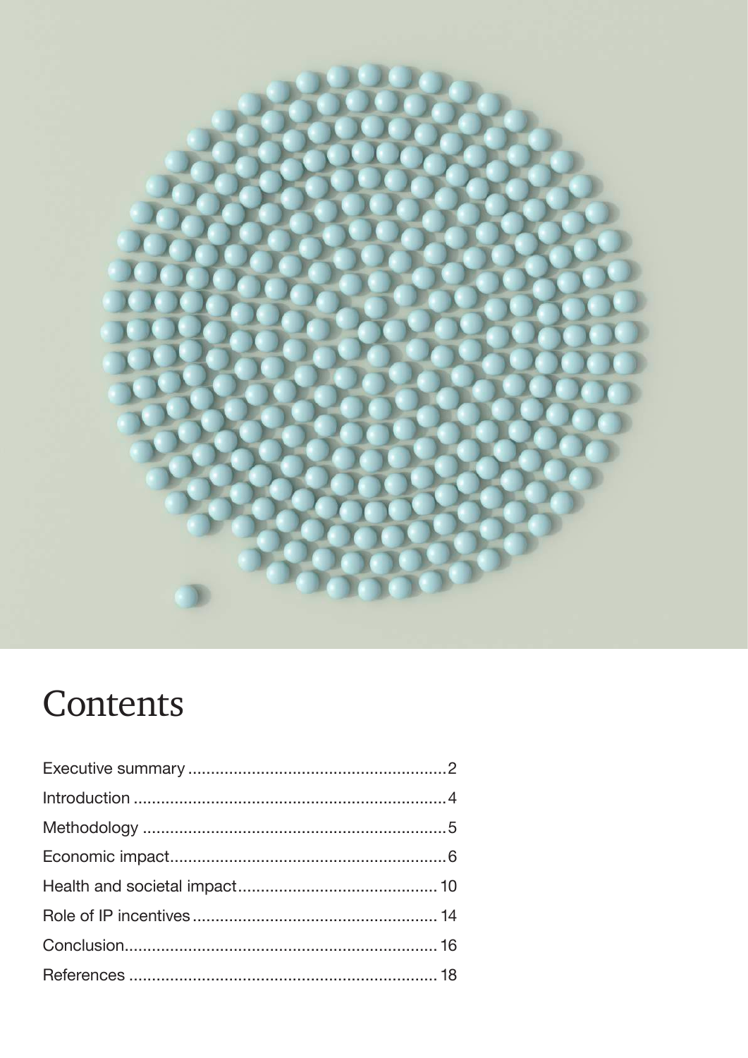# Contents

Executive summary ........................................................2
Introduction ....................................................................4
Methodology ...................................................................5
Economic impact.............................................................6
Health and societal impact............................................10
Role of IP incentives......................................................14
Conclusion.....................................................................16
References ....................................................................18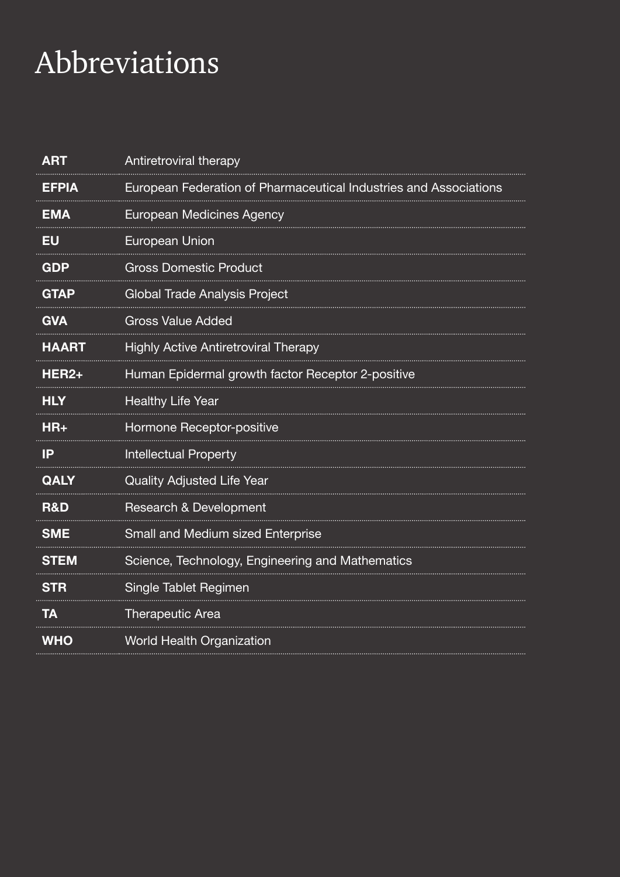# Abbreviations

| | |
|---|---|
| **ART** | Antiretroviral therapy |
| **EFPIA** | European Federation of Pharmaceutical Industries and Associations |
| **EMA** | European Medicines Agency |
| **EU** | European Union |
| **GDP** | Gross Domestic Product |
| **GTAP** | Global Trade Analysis Project |
| **GVA** | Gross Value Added |
| **HAART** | Highly Active Antiretroviral Therapy |
| **HER2+** | Human Epidermal growth factor Receptor 2-positive |
| **HLY** | Healthy Life Year |
| **HR+** | Hormone Receptor-positive |
| **IP** | Intellectual Property |
| **QALY** | Quality Adjusted Life Year |
| **R&D** | Research & Development |
| **SME** | Small and Medium sized Enterprise |
| **STEM** | Science, Technology, Engineering and Mathematics |
| **STR** | Single Tablet Regimen |
| **TA** | Therapeutic Area |
| **WHO** | World Health Organization |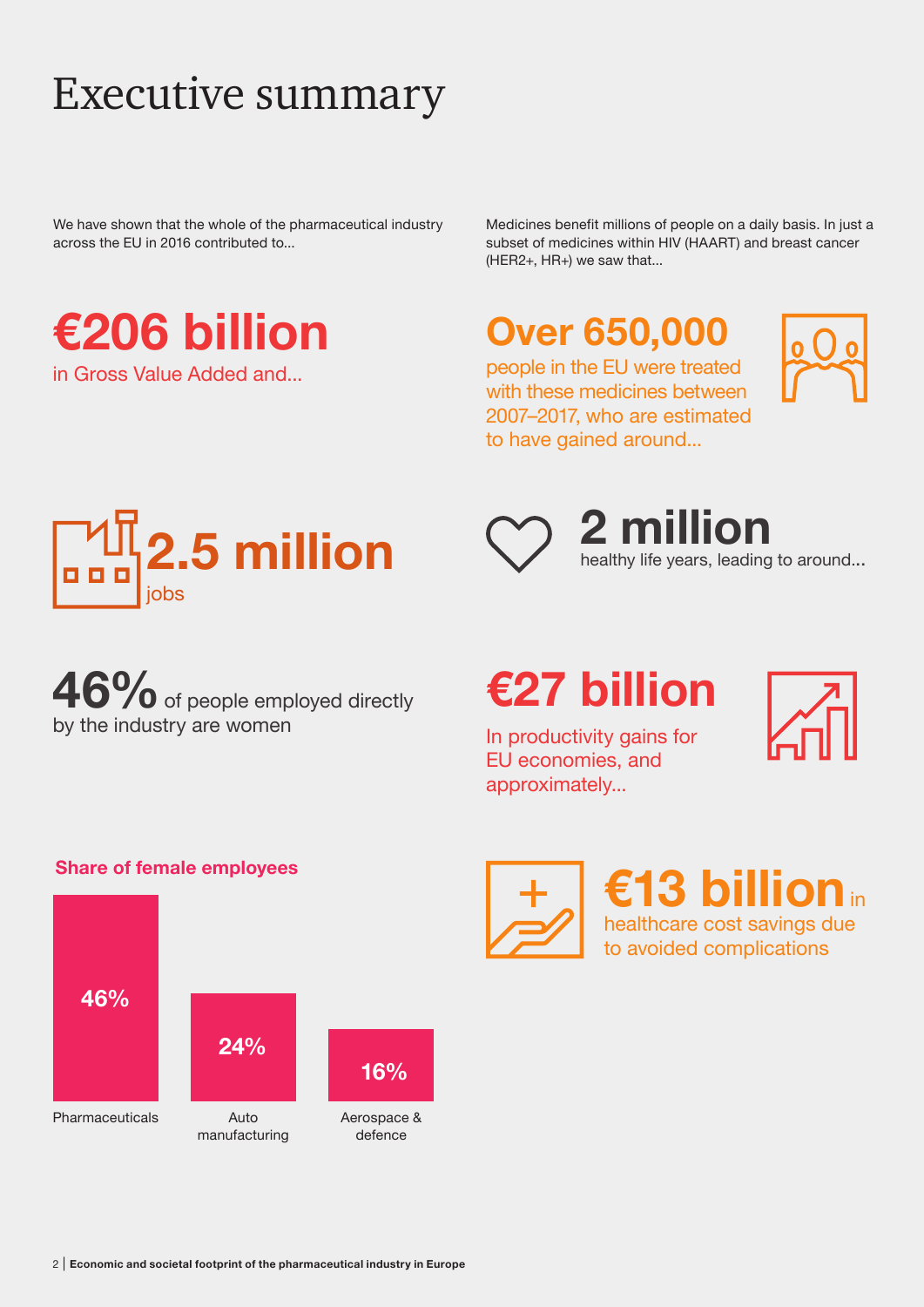# Executive summary

We have shown that the whole of the pharmaceutical industry across the EU in 2016 contributed to...

**€206 billion**

in Gross Value Added and...

**2.5 million**

jobs

**46%** of people employed directly by the industry are women

**Share of female employees**

| Pharmaceuticals | Auto manufacturing | Aerospace & defence |
|---|---|---|
| 46% | 24% | 16% |

Medicines benefit millions of people on a daily basis. In just a subset of medicines within HIV (HAART) and breast cancer (HER2+, HR+) we saw that...

**Over 650,000**

people in the EU were treated with these medicines between 2007–2017, who are estimated to have gained around...

**2 million**

healthy life years, leading to around...

**€27 billion**

In productivity gains for EU economies, and approximately...

**€13 billion** in healthcare cost savings due to avoided complications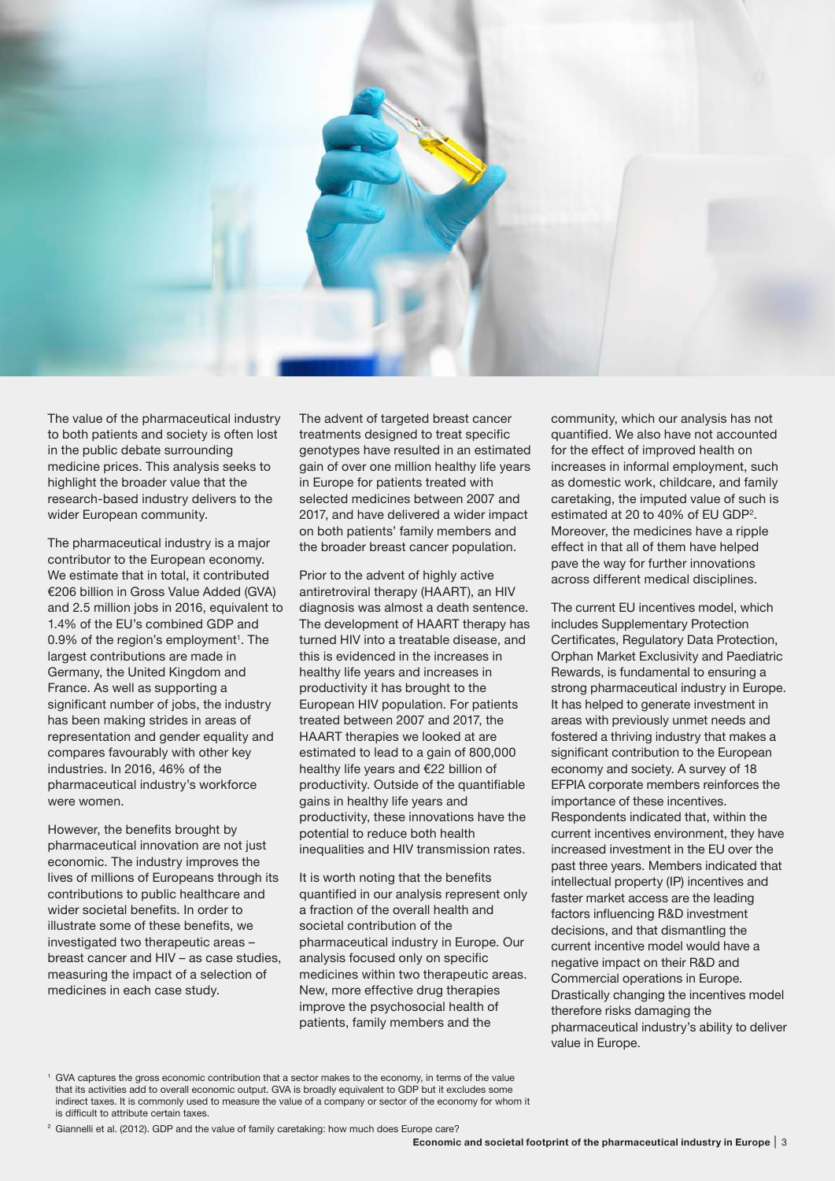The value of the pharmaceutical industry to both patients and society is often lost in the public debate surrounding medicine prices. This analysis seeks to highlight the broader value that the research-based industry delivers to the wider European community.

The pharmaceutical industry is a major contributor to the European economy. We estimate that in total, it contributed €206 billion in Gross Value Added (GVA) and 2.5 million jobs in 2016, equivalent to 1.4% of the EU's combined GDP and 0.9% of the region's employment[1]. The largest contributions are made in Germany, the United Kingdom and France. As well as supporting a significant number of jobs, the industry has been making strides in areas of representation and gender equality and compares favourably with other key industries. In 2016, 46% of the pharmaceutical industry's workforce were women.

However, the benefits brought by pharmaceutical innovation are not just economic. The industry improves the lives of millions of Europeans through its contributions to public healthcare and wider societal benefits. In order to illustrate some of these benefits, we investigated two therapeutic areas – breast cancer and HIV – as case studies, measuring the impact of a selection of medicines in each case study.

The advent of targeted breast cancer treatments designed to treat specific genotypes have resulted in an estimated gain of over one million healthy life years in Europe for patients treated with selected medicines between 2007 and 2017, and have delivered a wider impact on both patients' family members and the broader breast cancer population.

Prior to the advent of highly active antiretroviral therapy (HAART), an HIV diagnosis was almost a death sentence. The development of HAART therapy has turned HIV into a treatable disease, and this is evidenced in the increases in healthy life years and increases in productivity it has brought to the European HIV population. For patients treated between 2007 and 2017, the HAART therapies we looked at are estimated to lead to a gain of 800,000 healthy life years and €22 billion of productivity. Outside of the quantifiable gains in healthy life years and productivity, these innovations have the potential to reduce both health inequalities and HIV transmission rates.

It is worth noting that the benefits quantified in our analysis represent only a fraction of the overall health and societal contribution of the pharmaceutical industry in Europe. Our analysis focused only on specific medicines within two therapeutic areas. New, more effective drug therapies improve the psychosocial health of patients, family members and the community, which our analysis has not quantified. We also have not accounted for the effect of improved health on increases in informal employment, such as domestic work, childcare, and family caretaking, the imputed value of such is estimated at 20 to 40% of EU GDP[2]. Moreover, the medicines have a ripple effect in that all of them have helped pave the way for further innovations across different medical disciplines.

The current EU incentives model, which includes Supplementary Protection Certificates, Regulatory Data Protection, Orphan Market Exclusivity and Paediatric Rewards, is fundamental to ensuring a strong pharmaceutical industry in Europe. It has helped to generate investment in areas with previously unmet needs and fostered a thriving industry that makes a significant contribution to the European economy and society. A survey of 18 EFPIA corporate members reinforces the importance of these incentives. Respondents indicated that, within the current incentives environment, they have increased investment in the EU over the past three years. Members indicated that intellectual property (IP) incentives and faster market access are the leading factors influencing R&D investment decisions, and that dismantling the current incentive model would have a negative impact on their R&D and Commercial operations in Europe. Drastically changing the incentives model therefore risks damaging the pharmaceutical industry's ability to deliver value in Europe.

[1] GVA captures the gross economic contribution that a sector makes to the economy, in terms of the value that its activities add to overall economic output. GVA is broadly equivalent to GDP but it excludes some indirect taxes. It is commonly used to measure the value of a company or sector of the economy for whom it is difficult to attribute certain taxes.

[2] Giannelli et al. (2012). GDP and the value of family caretaking: how much does Europe care?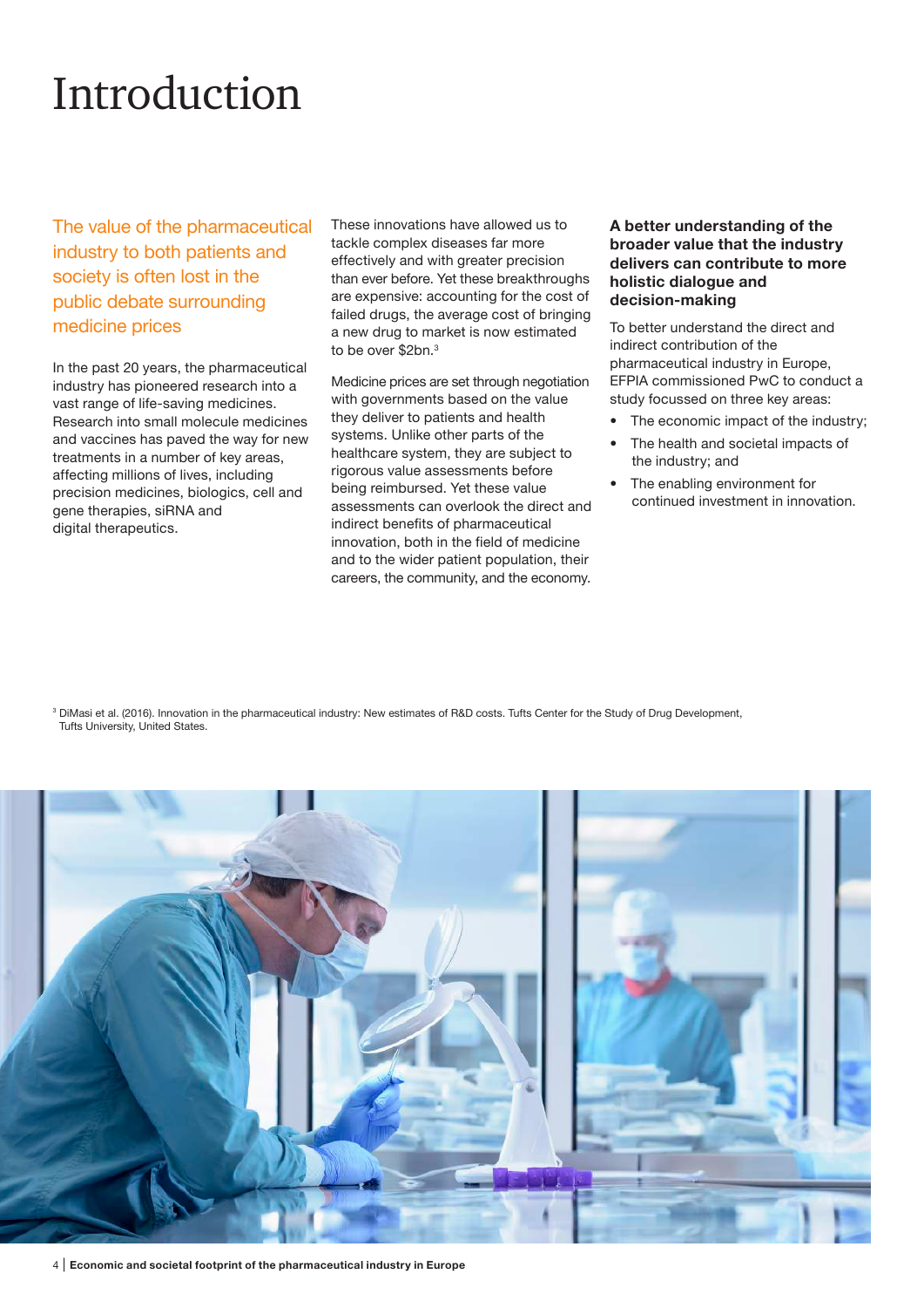# Introduction

## The value of the pharmaceutical industry to both patients and society is often lost in the public debate surrounding medicine prices

In the past 20 years, the pharmaceutical industry has pioneered research into a vast range of life-saving medicines. Research into small molecule medicines and vaccines has paved the way for new treatments in a number of key areas, affecting millions of lives, including precision medicines, biologics, cell and gene therapies, siRNA and digital therapeutics.

These innovations have allowed us to tackle complex diseases far more effectively and with greater precision than ever before. Yet these breakthroughs are expensive: accounting for the cost of failed drugs, the average cost of bringing a new drug to market is now estimated to be over $2bn.[3]

Medicine prices are set through negotiation with governments based on the value they deliver to patients and health systems. Unlike other parts of the healthcare system, they are subject to rigorous value assessments before being reimbursed. Yet these value assessments can overlook the direct and indirect benefits of pharmaceutical innovation, both in the field of medicine and to the wider patient population, their careers, the community, and the economy.

### A better understanding of the broader value that the industry delivers can contribute to more holistic dialogue and decision-making

To better understand the direct and indirect contribution of the pharmaceutical industry in Europe, EFPIA commissioned PwC to conduct a study focussed on three key areas:

- The economic impact of the industry;
- The health and societal impacts of the industry; and
- The enabling environment for continued investment in innovation.

[3] DiMasi et al. (2016). Innovation in the pharmaceutical industry: New estimates of R&D costs. Tufts Center for the Study of Drug Development, Tufts University, United States.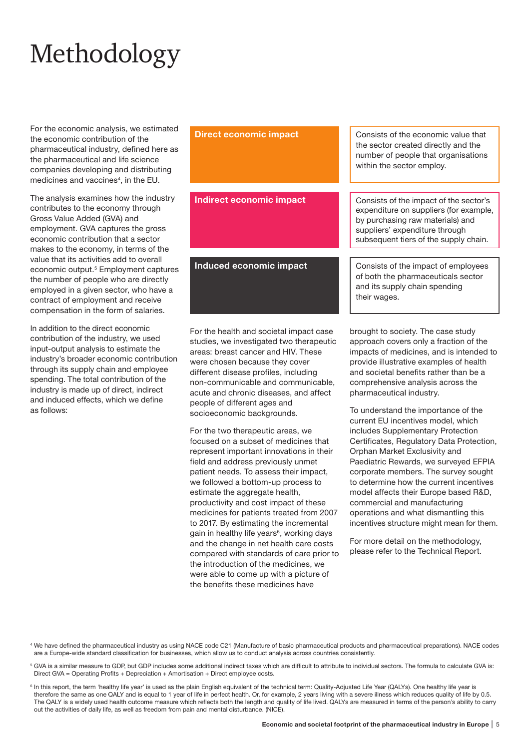# Methodology

For the economic analysis, we estimated the economic contribution of the pharmaceutical industry, defined here as the pharmaceutical and life science companies developing and distributing medicines and vaccines[4], in the EU.

The analysis examines how the industry contributes to the economy through Gross Value Added (GVA) and employment. GVA captures the gross economic contribution that a sector makes to the economy, in terms of the value that its activities add to overall economic output.[5] Employment captures the number of people who are directly employed in a given sector, who have a contract of employment and receive compensation in the form of salaries.

In addition to the direct economic contribution of the industry, we used input-output analysis to estimate the industry's broader economic contribution through its supply chain and employee spending. The total contribution of the industry is made up of direct, indirect and induced effects, which we define as follows:

| | |
|---|---|
| **Direct economic impact** | Consists of the economic value that the sector created directly and the number of people that organisations within the sector employ. |
| **Indirect economic impact** | Consists of the impact of the sector's expenditure on suppliers (for example, by purchasing raw materials) and suppliers' expenditure through subsequent tiers of the supply chain. |
| **Induced economic impact** | Consists of the impact of employees of both the pharmaceuticals sector and its supply chain spending their wages. |

For the health and societal impact case studies, we investigated two therapeutic areas: breast cancer and HIV. These were chosen because they cover different disease profiles, including non-communicable and communicable, acute and chronic diseases, and affect people of different ages and socioeconomic backgrounds.

For the two therapeutic areas, we focused on a subset of medicines that represent important innovations in their field and address previously unmet patient needs. To assess their impact, we followed a bottom-up process to estimate the aggregate health, productivity and cost impact of these medicines for patients treated from 2007 to 2017. By estimating the incremental gain in healthy life years[6], working days and the change in net health care costs compared with standards of care prior to the introduction of the medicines, we were able to come up with a picture of the benefits these medicines have brought to society. The case study approach covers only a fraction of the impacts of medicines, and is intended to provide illustrative examples of health and societal benefits rather than be a comprehensive analysis across the pharmaceutical industry.

To understand the importance of the current EU incentives model, which includes Supplementary Protection Certificates, Regulatory Data Protection, Orphan Market Exclusivity and Paediatric Rewards, we surveyed EFPIA corporate members. The survey sought to determine how the current incentives model affects their Europe based R&D, commercial and manufacturing operations and what dismantling this incentives structure might mean for them.

For more detail on the methodology, please refer to the Technical Report.

---

[4] We have defined the pharmaceutical industry as using NACE code C21 (Manufacture of basic pharmaceutical products and pharmaceutical preparations). NACE codes are a Europe-wide standard classification for businesses, which allow us to conduct analysis across countries consistently.

[5] GVA is a similar measure to GDP, but GDP includes some additional indirect taxes which are difficult to attribute to individual sectors. The formula to calculate GVA is: Direct GVA = Operating Profits + Depreciation + Amortisation + Direct employee costs.

[6] In this report, the term 'healthy life year' is used as the plain English equivalent of the technical term: Quality-Adjusted Life Year (QALYs). One healthy life year is therefore the same as one QALY and is equal to 1 year of life in perfect health. Or, for example, 2 years living with a severe illness which reduces quality of life by 0.5. The QALY is a widely used health outcome measure which reflects both the length and quality of life lived. QALYs are measured in terms of the person's ability to carry out the activities of daily life, as well as freedom from pain and mental disturbance. (NICE).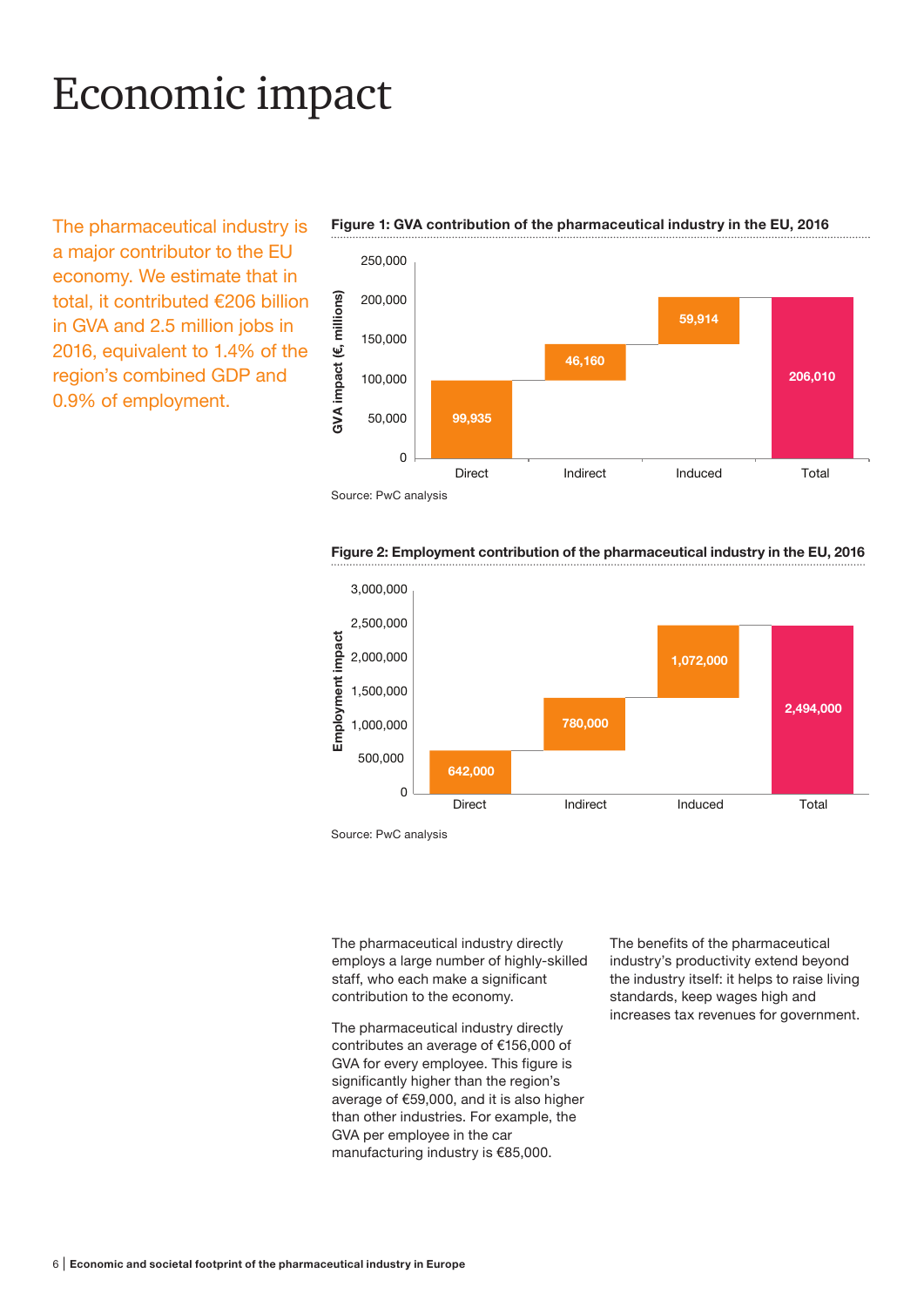# Economic impact

The pharmaceutical industry is a major contributor to the EU economy. We estimate that in total, it contributed €206 billion in GVA and 2.5 million jobs in 2016, equivalent to 1.4% of the region's combined GDP and 0.9% of employment.

**Figure 1: GVA contribution of the pharmaceutical industry in the EU, 2016**

| | Direct | Indirect | Induced | Total |
|---|---|---|---|---|
| GVA impact (€, millions) | 99,935 | 46,160 | 59,914 | 206,010 |

Source: PwC analysis

**Figure 2: Employment contribution of the pharmaceutical industry in the EU, 2016**

| | Direct | Indirect | Induced | Total |
|---|---|---|---|---|
| Employment impact | 642,000 | 780,000 | 1,072,000 | 2,494,000 |

Source: PwC analysis

The pharmaceutical industry directly employs a large number of highly-skilled staff, who each make a significant contribution to the economy.

The pharmaceutical industry directly contributes an average of €156,000 of GVA for every employee. This figure is significantly higher than the region's average of €59,000, and it is also higher than other industries. For example, the GVA per employee in the car manufacturing industry is €85,000.

The benefits of the pharmaceutical industry's productivity extend beyond the industry itself: it helps to raise living standards, keep wages high and increases tax revenues for government.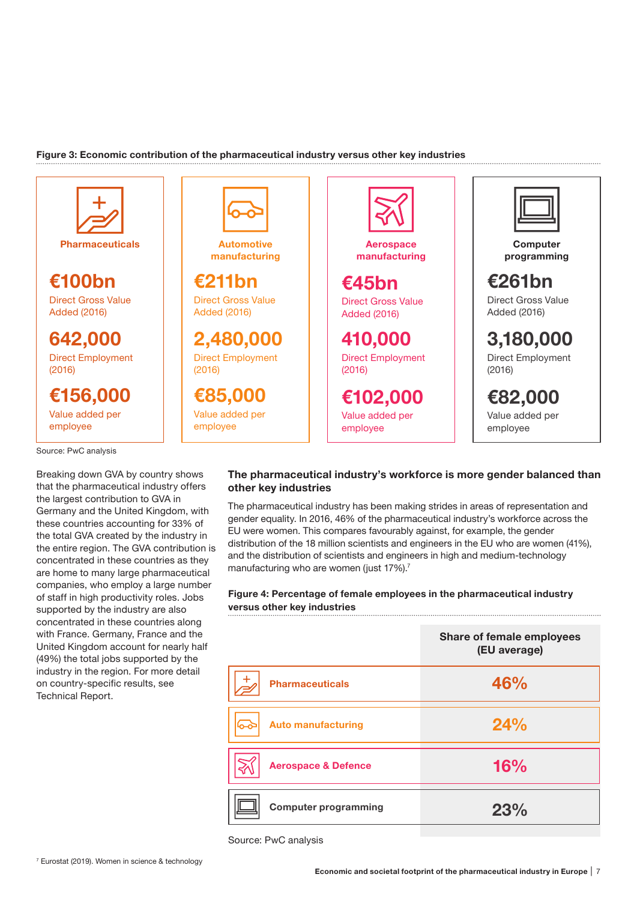**Figure 3: Economic contribution of the pharmaceutical industry versus other key industries**

| | Pharmaceuticals | Automotive manufacturing | Aerospace manufacturing | Computer programming |
|---|---|---|---|---|
| Direct Gross Value Added (2016) | €100bn | €211bn | €45bn | €261bn |
| Direct Employment (2016) | 642,000 | 2,480,000 | 410,000 | 3,180,000 |
| Value added per employee | €156,000 | €85,000 | €102,000 | €82,000 |

Source: PwC analysis

Breaking down GVA by country shows that the pharmaceutical industry offers the largest contribution to GVA in Germany and the United Kingdom, with these countries accounting for 33% of the total GVA created by the industry in the entire region. The GVA contribution is concentrated in these countries as they are home to many large pharmaceutical companies, who employ a large number of staff in high productivity roles. Jobs supported by the industry are also concentrated in these countries along with France. Germany, France and the United Kingdom account for nearly half (49%) the total jobs supported by the industry in the region. For more detail on country-specific results, see Technical Report.

### The pharmaceutical industry's workforce is more gender balanced than other key industries

The pharmaceutical industry has been making strides in areas of representation and gender equality. In 2016, 46% of the pharmaceutical industry's workforce across the EU were women. This compares favourably against, for example, the gender distribution of the 18 million scientists and engineers in the EU who are women (41%), and the distribution of scientists and engineers in high and medium-technology manufacturing who are women (just 17%).[7]

**Figure 4: Percentage of female employees in the pharmaceutical industry versus other key industries**

| | Share of female employees (EU average) |
|---|---|
| Pharmaceuticals | 46% |
| Auto manufacturing | 24% |
| Aerospace & Defence | 16% |
| Computer programming | 23% |

Source: PwC analysis

[7] Eurostat (2019). Women in science & technology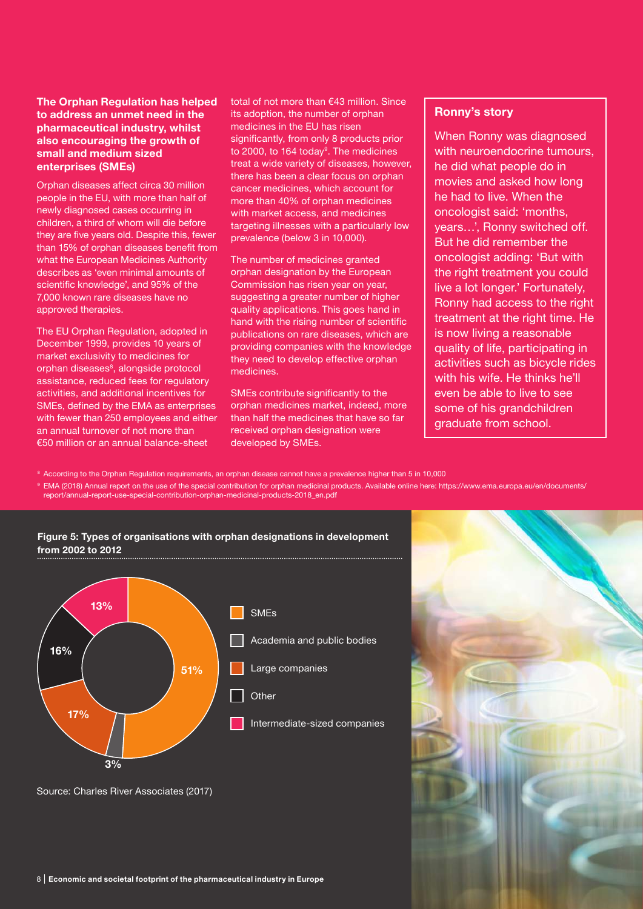**The Orphan Regulation has helped to address an unmet need in the pharmaceutical industry, whilst also encouraging the growth of small and medium sized enterprises (SMEs)**

Orphan diseases affect circa 30 million people in the EU, with more than half of newly diagnosed cases occurring in children, a third of whom will die before they are five years old. Despite this, fewer than 15% of orphan diseases benefit from what the European Medicines Authority describes as 'even minimal amounts of scientific knowledge', and 95% of the 7,000 known rare diseases have no approved therapies.

The EU Orphan Regulation, adopted in December 1999, provides 10 years of market exclusivity to medicines for orphan diseases[8], alongside protocol assistance, reduced fees for regulatory activities, and additional incentives for SMEs, defined by the EMA as enterprises with fewer than 250 employees and either an annual turnover of not more than €50 million or an annual balance-sheet total of not more than €43 million. Since its adoption, the number of orphan medicines in the EU has risen significantly, from only 8 products prior to 2000, to 164 today[9]. The medicines treat a wide variety of diseases, however, there has been a clear focus on orphan cancer medicines, which account for more than 40% of orphan medicines with market access, and medicines targeting illnesses with a particularly low prevalence (below 3 in 10,000).

The number of medicines granted orphan designation by the European Commission has risen year on year, suggesting a greater number of higher quality applications. This goes hand in hand with the rising number of scientific publications on rare diseases, which are providing companies with the knowledge they need to develop effective orphan medicines.

SMEs contribute significantly to the orphan medicines market, indeed, more than half the medicines that have so far received orphan designation were developed by SMEs.

**Ronny's story**

When Ronny was diagnosed with neuroendocrine tumours, he did what people do in movies and asked how long he had to live. When the oncologist said: 'months, years…', Ronny switched off. But he did remember the oncologist adding: 'But with the right treatment you could live a lot longer.' Fortunately, Ronny had access to the right treatment at the right time. He is now living a reasonable quality of life, participating in activities such as bicycle rides with his wife. He thinks he'll even be able to live to see some of his grandchildren graduate from school.

[8] According to the Orphan Regulation requirements, an orphan disease cannot have a prevalence higher than 5 in 10,000

[9] EMA (2018) Annual report on the use of the special contribution for orphan medicinal products. Available online here: https://www.ema.europa.eu/en/documents/report/annual-report-use-special-contribution-orphan-medicinal-products-2018_en.pdf

**Figure 5: Types of organisations with orphan designations in development from 2002 to 2012**

| Type of organisation | Share |
|---|---|
| SMEs | 51% |
| Academia and public bodies | 3% |
| Large companies | 17% |
| Other | 16% |
| Intermediate-sized companies | 13% |

Source: Charles River Associates (2017)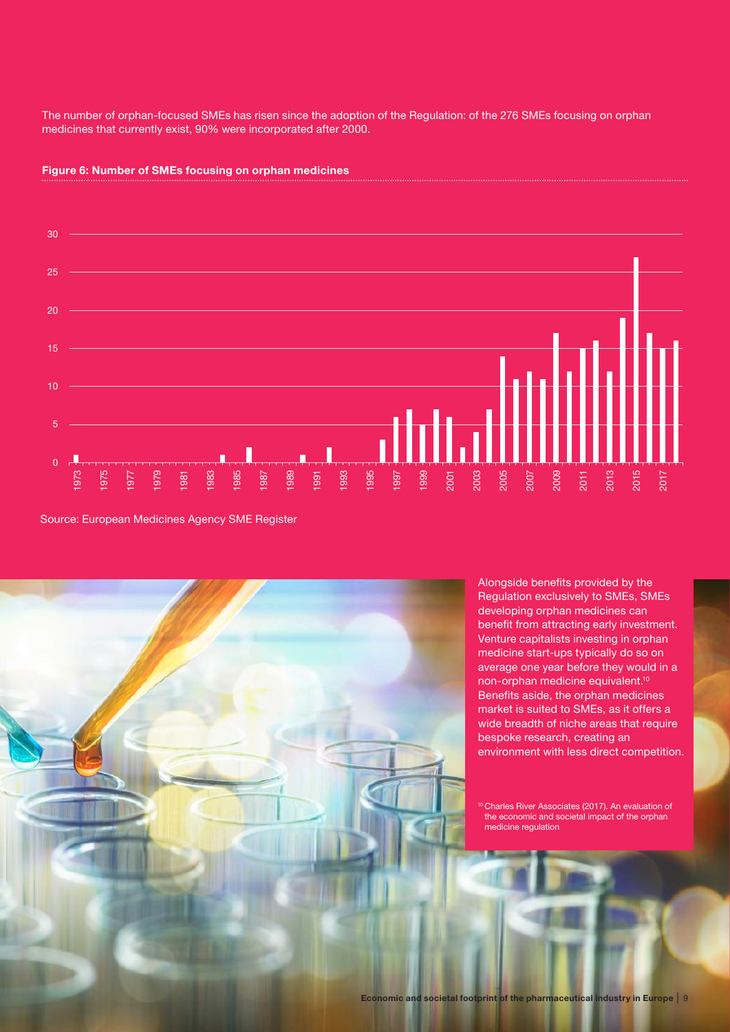The number of orphan-focused SMEs has risen since the adoption of the Regulation: of the 276 SMEs focusing on orphan medicines that currently exist, 90% were incorporated after 2000.

**Figure 6: Number of SMEs focusing on orphan medicines**

Source: European Medicines Agency SME Register

Alongside benefits provided by the Regulation exclusively to SMEs, SMEs developing orphan medicines can benefit from attracting early investment. Venture capitalists investing in orphan medicine start-ups typically do so on average one year before they would in a non-orphan medicine equivalent.[10] Benefits aside, the orphan medicines market is suited to SMEs, as it offers a wide breadth of niche areas that require bespoke research, creating an environment with less direct competition.

[10] Charles River Associates (2017). An evaluation of the economic and societal impact of the orphan medicine regulation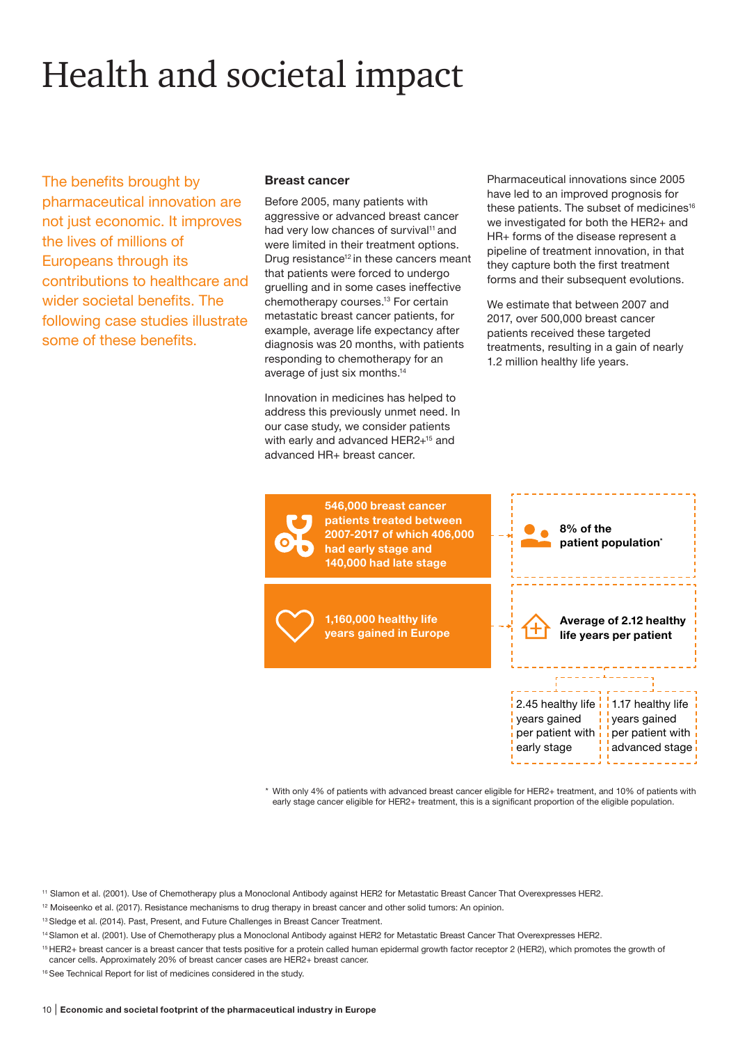# Health and societal impact

The benefits brought by pharmaceutical innovation are not just economic. It improves the lives of millions of Europeans through its contributions to healthcare and wider societal benefits. The following case studies illustrate some of these benefits.

### Breast cancer

Before 2005, many patients with aggressive or advanced breast cancer had very low chances of survival[11] and were limited in their treatment options. Drug resistance[12] in these cancers meant that patients were forced to undergo gruelling and in some cases ineffective chemotherapy courses.[13] For certain metastatic breast cancer patients, for example, average life expectancy after diagnosis was 20 months, with patients responding to chemotherapy for an average of just six months.[14]

Innovation in medicines has helped to address this previously unmet need. In our case study, we consider patients with early and advanced HER2+[15] and advanced HR+ breast cancer.

Pharmaceutical innovations since 2005 have led to an improved prognosis for these patients. The subset of medicines[16] we investigated for both the HER2+ and HR+ forms of the disease represent a pipeline of treatment innovation, in that they capture both the first treatment forms and their subsequent evolutions.

We estimate that between 2007 and 2017, over 500,000 breast cancer patients received these targeted treatments, resulting in a gain of nearly 1.2 million healthy life years.

**546,000 breast cancer patients treated between 2007-2017 of which 406,000 had early stage and 140,000 had late stage**

**8% of the patient population***

**1,160,000 healthy life years gained in Europe**

**Average of 2.12 healthy life years per patient**

- 2.45 healthy life years gained per patient with early stage
- 1.17 healthy life years gained per patient with advanced stage

\* With only 4% of patients with advanced breast cancer eligible for HER2+ treatment, and 10% of patients with early stage cancer eligible for HER2+ treatment, this is a significant proportion of the eligible population.

[11] Slamon et al. (2001). Use of Chemotherapy plus a Monoclonal Antibody against HER2 for Metastatic Breast Cancer That Overexpresses HER2.

[12] Moiseenko et al. (2017). Resistance mechanisms to drug therapy in breast cancer and other solid tumors: An opinion.

[13] Sledge et al. (2014). Past, Present, and Future Challenges in Breast Cancer Treatment.

[14] Slamon et al. (2001). Use of Chemotherapy plus a Monoclonal Antibody against HER2 for Metastatic Breast Cancer That Overexpresses HER2.

[15] HER2+ breast cancer is a breast cancer that tests positive for a protein called human epidermal growth factor receptor 2 (HER2), which promotes the growth of cancer cells. Approximately 20% of breast cancer cases are HER2+ breast cancer.

[16] See Technical Report for list of medicines considered in the study.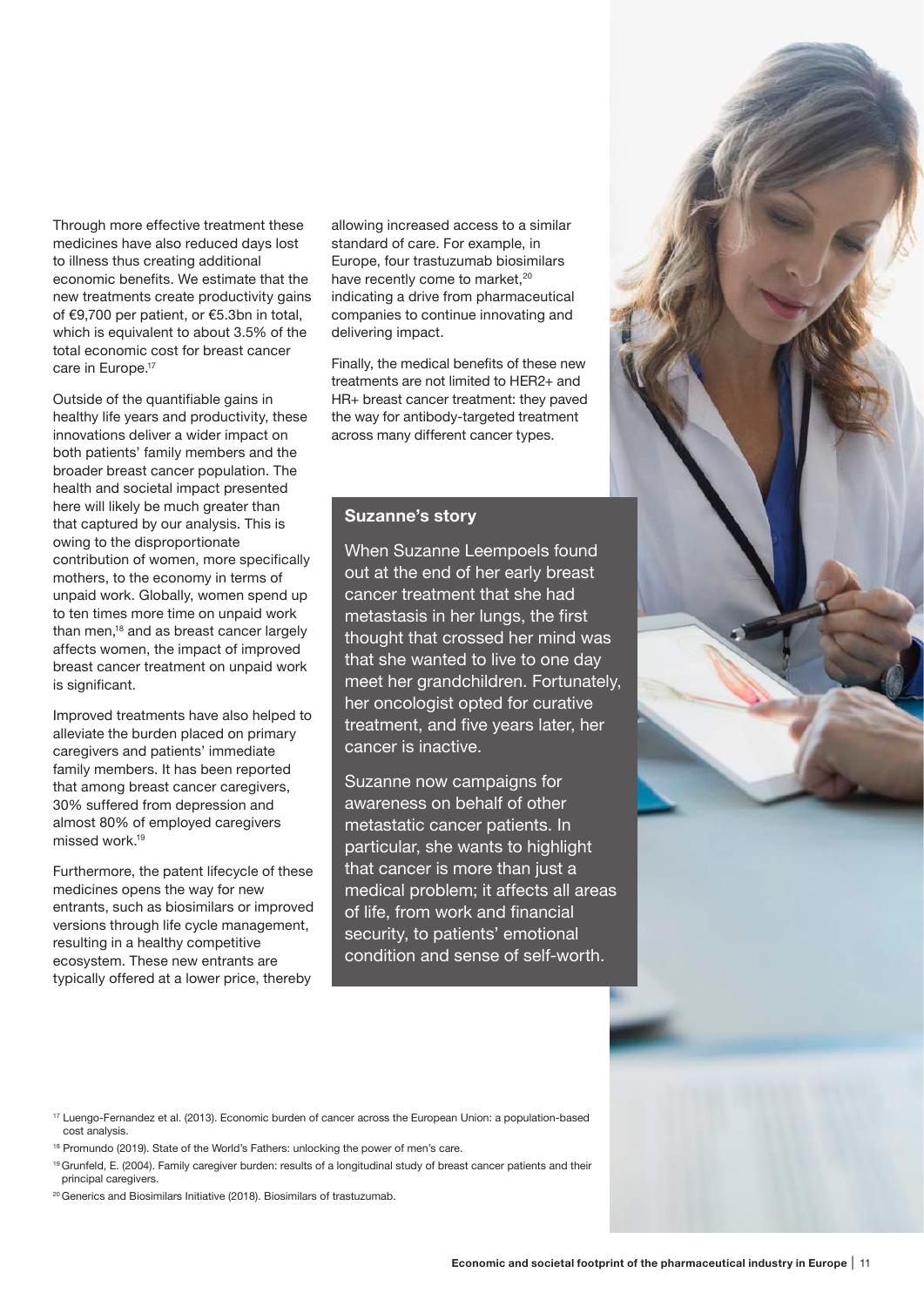Through more effective treatment these medicines have also reduced days lost to illness thus creating additional economic benefits. We estimate that the new treatments create productivity gains of €9,700 per patient, or €5.3bn in total, which is equivalent to about 3.5% of the total economic cost for breast cancer care in Europe.[17]

Outside of the quantifiable gains in healthy life years and productivity, these innovations deliver a wider impact on both patients' family members and the broader breast cancer population. The health and societal impact presented here will likely be much greater than that captured by our analysis. This is owing to the disproportionate contribution of women, more specifically mothers, to the economy in terms of unpaid work. Globally, women spend up to ten times more time on unpaid work than men,[18] and as breast cancer largely affects women, the impact of improved breast cancer treatment on unpaid work is significant.

Improved treatments have also helped to alleviate the burden placed on primary caregivers and patients' immediate family members. It has been reported that among breast cancer caregivers, 30% suffered from depression and almost 80% of employed caregivers missed work.[19]

Furthermore, the patent lifecycle of these medicines opens the way for new entrants, such as biosimilars or improved versions through life cycle management, resulting in a healthy competitive ecosystem. These new entrants are typically offered at a lower price, thereby allowing increased access to a similar standard of care. For example, in Europe, four trastuzumab biosimilars have recently come to market,[20] indicating a drive from pharmaceutical companies to continue innovating and delivering impact.

Finally, the medical benefits of these new treatments are not limited to HER2+ and HR+ breast cancer treatment: they paved the way for antibody-targeted treatment across many different cancer types.

### Suzanne's story

When Suzanne Leempoels found out at the end of her early breast cancer treatment that she had metastasis in her lungs, the first thought that crossed her mind was that she wanted to live to one day meet her grandchildren. Fortunately, her oncologist opted for curative treatment, and five years later, her cancer is inactive.

Suzanne now campaigns for awareness on behalf of other metastatic cancer patients. In particular, she wants to highlight that cancer is more than just a medical problem; it affects all areas of life, from work and financial security, to patients' emotional condition and sense of self-worth.

---

[17] Luengo-Fernandez et al. (2013). Economic burden of cancer across the European Union: a population-based cost analysis.

[18] Promundo (2019). State of the World's Fathers: unlocking the power of men's care.

[19] Grunfeld, E. (2004). Family caregiver burden: results of a longitudinal study of breast cancer patients and their principal caregivers.

[20] Generics and Biosimilars Initiative (2018). Biosimilars of trastuzumab.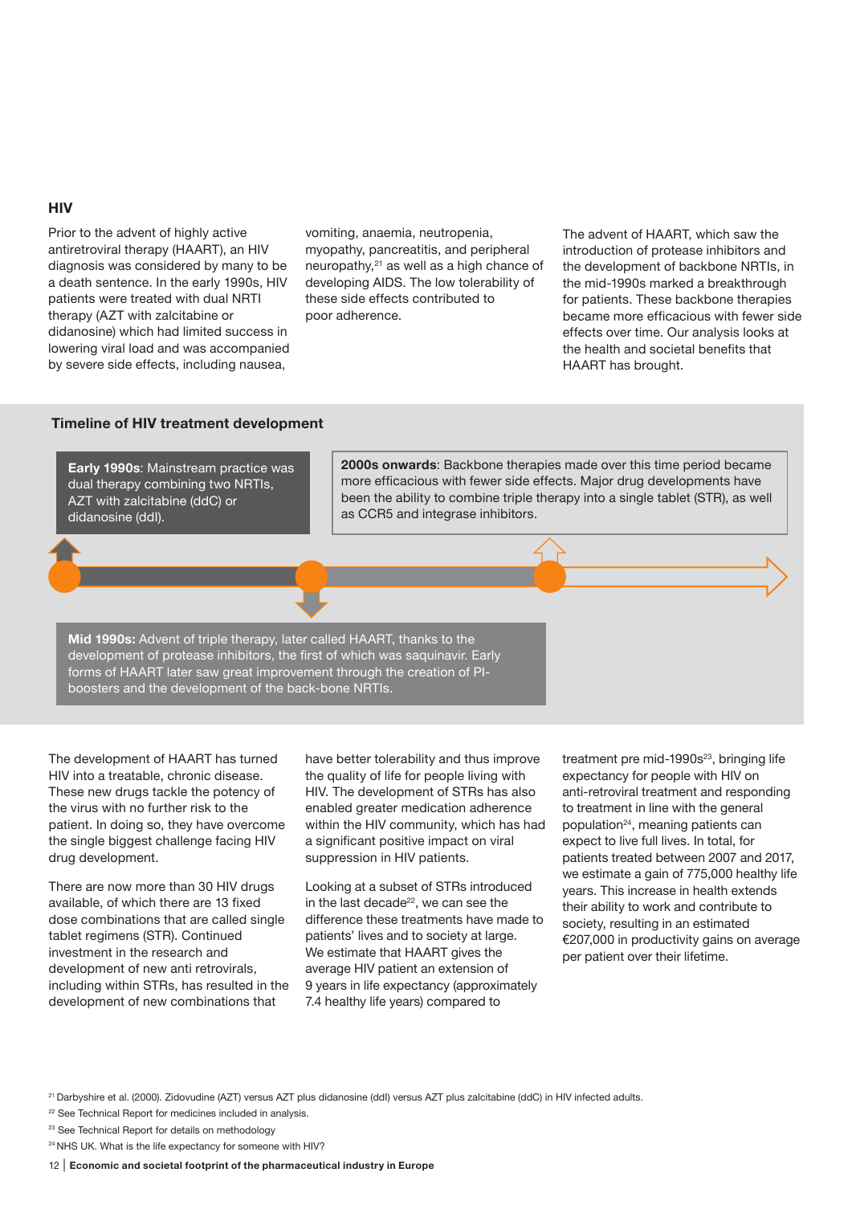## HIV

Prior to the advent of highly active antiretroviral therapy (HAART), an HIV diagnosis was considered by many to be a death sentence. In the early 1990s, HIV patients were treated with dual NRTI therapy (AZT with zalcitabine or didanosine) which had limited success in lowering viral load and was accompanied by severe side effects, including nausea, vomiting, anaemia, neutropenia, myopathy, pancreatitis, and peripheral neuropathy,[21] as well as a high chance of developing AIDS. The low tolerability of these side effects contributed to poor adherence.

The advent of HAART, which saw the introduction of protease inhibitors and the development of backbone NRTIs, in the mid-1990s marked a breakthrough for patients. These backbone therapies became more efficacious with fewer side effects over time. Our analysis looks at the health and societal benefits that HAART has brought.

### Timeline of HIV treatment development

**Early 1990s**: Mainstream practice was dual therapy combining two NRTIs, AZT with zalcitabine (ddC) or didanosine (ddI).

**Mid 1990s:** Advent of triple therapy, later called HAART, thanks to the development of protease inhibitors, the first of which was saquinavir. Early forms of HAART later saw great improvement through the creation of PI-boosters and the development of the back-bone NRTIs.

**2000s onwards**: Backbone therapies made over this time period became more efficacious with fewer side effects. Major drug developments have been the ability to combine triple therapy into a single tablet (STR), as well as CCR5 and integrase inhibitors.

The development of HAART has turned HIV into a treatable, chronic disease. These new drugs tackle the potency of the virus with no further risk to the patient. In doing so, they have overcome the single biggest challenge facing HIV drug development.

There are now more than 30 HIV drugs available, of which there are 13 fixed dose combinations that are called single tablet regimens (STR). Continued investment in the research and development of new anti retrovirals, including within STRs, has resulted in the development of new combinations that have better tolerability and thus improve the quality of life for people living with HIV. The development of STRs has also enabled greater medication adherence within the HIV community, which has had a significant positive impact on viral suppression in HIV patients.

Looking at a subset of STRs introduced in the last decade[22], we can see the difference these treatments have made to patients' lives and to society at large. We estimate that HAART gives the average HIV patient an extension of 9 years in life expectancy (approximately 7.4 healthy life years) compared to treatment pre mid-1990s[23], bringing life expectancy for people with HIV on anti-retroviral treatment and responding to treatment in line with the general population[24], meaning patients can expect to live full lives. In total, for patients treated between 2007 and 2017, we estimate a gain of 775,000 healthy life years. This increase in health extends their ability to work and contribute to society, resulting in an estimated €207,000 in productivity gains on average per patient over their lifetime.

[21] Darbyshire et al. (2000). Zidovudine (AZT) versus AZT plus didanosine (ddI) versus AZT plus zalcitabine (ddC) in HIV infected adults.

[22] See Technical Report for medicines included in analysis.

[23] See Technical Report for details on methodology

[24] NHS UK. What is the life expectancy for someone with HIV?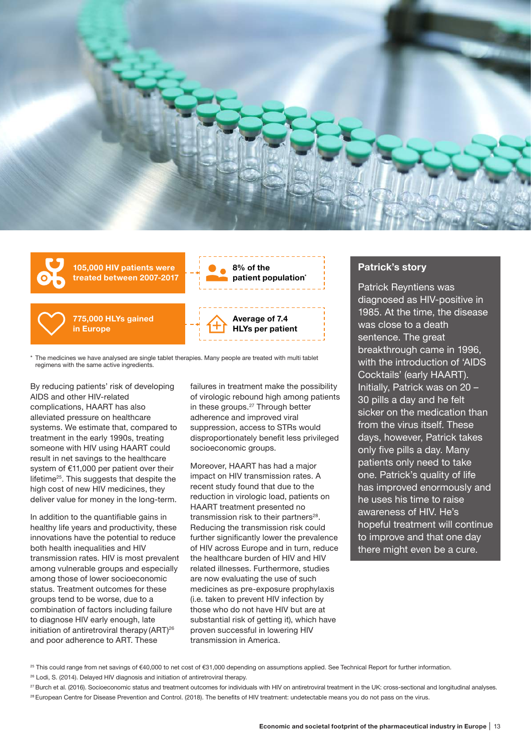**105,000 HIV patients were treated between 2007-2017**

**8% of the patient population***

**775,000 HLYs gained in Europe**

**Average of 7.4 HLYs per patient**

\* The medicines we have analysed are single tablet therapies. Many people are treated with multi tablet regimens with the same active ingredients.

By reducing patients' risk of developing AIDS and other HIV-related complications, HAART has also alleviated pressure on healthcare systems. We estimate that, compared to treatment in the early 1990s, treating someone with HIV using HAART could result in net savings to the healthcare system of €11,000 per patient over their lifetime[25]. This suggests that despite the high cost of new HIV medicines, they deliver value for money in the long-term.

In addition to the quantifiable gains in healthy life years and productivity, these innovations have the potential to reduce both health inequalities and HIV transmission rates. HIV is most prevalent among vulnerable groups and especially among those of lower socioeconomic status. Treatment outcomes for these groups tend to be worse, due to a combination of factors including failure to diagnose HIV early enough, late initiation of antiretroviral therapy (ART)[26] and poor adherence to ART. These failures in treatment make the possibility of virologic rebound high among patients in these groups.[27] Through better adherence and improved viral suppression, access to STRs would disproportionately benefit less privileged socioeconomic groups.

Moreover, HAART has had a major impact on HIV transmission rates. A recent study found that due to the reduction in virologic load, patients on HAART treatment presented no transmission risk to their partners[28]. Reducing the transmission risk could further significantly lower the prevalence of HIV across Europe and in turn, reduce the healthcare burden of HIV and HIV related illnesses. Furthermore, studies are now evaluating the use of such medicines as pre-exposure prophylaxis (i.e. taken to prevent HIV infection by those who do not have HIV but are at substantial risk of getting it), which have proven successful in lowering HIV transmission in America.

## Patrick's story

Patrick Reyntiens was diagnosed as HIV-positive in 1985. At the time, the disease was close to a death sentence. The great breakthrough came in 1996, with the introduction of 'AIDS Cocktails' (early HAART). Initially, Patrick was on 20 – 30 pills a day and he felt sicker on the medication than from the virus itself. These days, however, Patrick takes only five pills a day. Many patients only need to take one. Patrick's quality of life has improved enormously and he uses his time to raise awareness of HIV. He's hopeful treatment will continue to improve and that one day there might even be a cure.

[25] This could range from net savings of €40,000 to net cost of €31,000 depending on assumptions applied. See Technical Report for further information.

[26] Lodi, S. (2014). Delayed HIV diagnosis and initiation of antiretroviral therapy.

[27] Burch et al. (2016). Socioeconomic status and treatment outcomes for individuals with HIV on antiretroviral treatment in the UK: cross-sectional and longitudinal analyses.

[28] European Centre for Disease Prevention and Control. (2018). The benefits of HIV treatment: undetectable means you do not pass on the virus.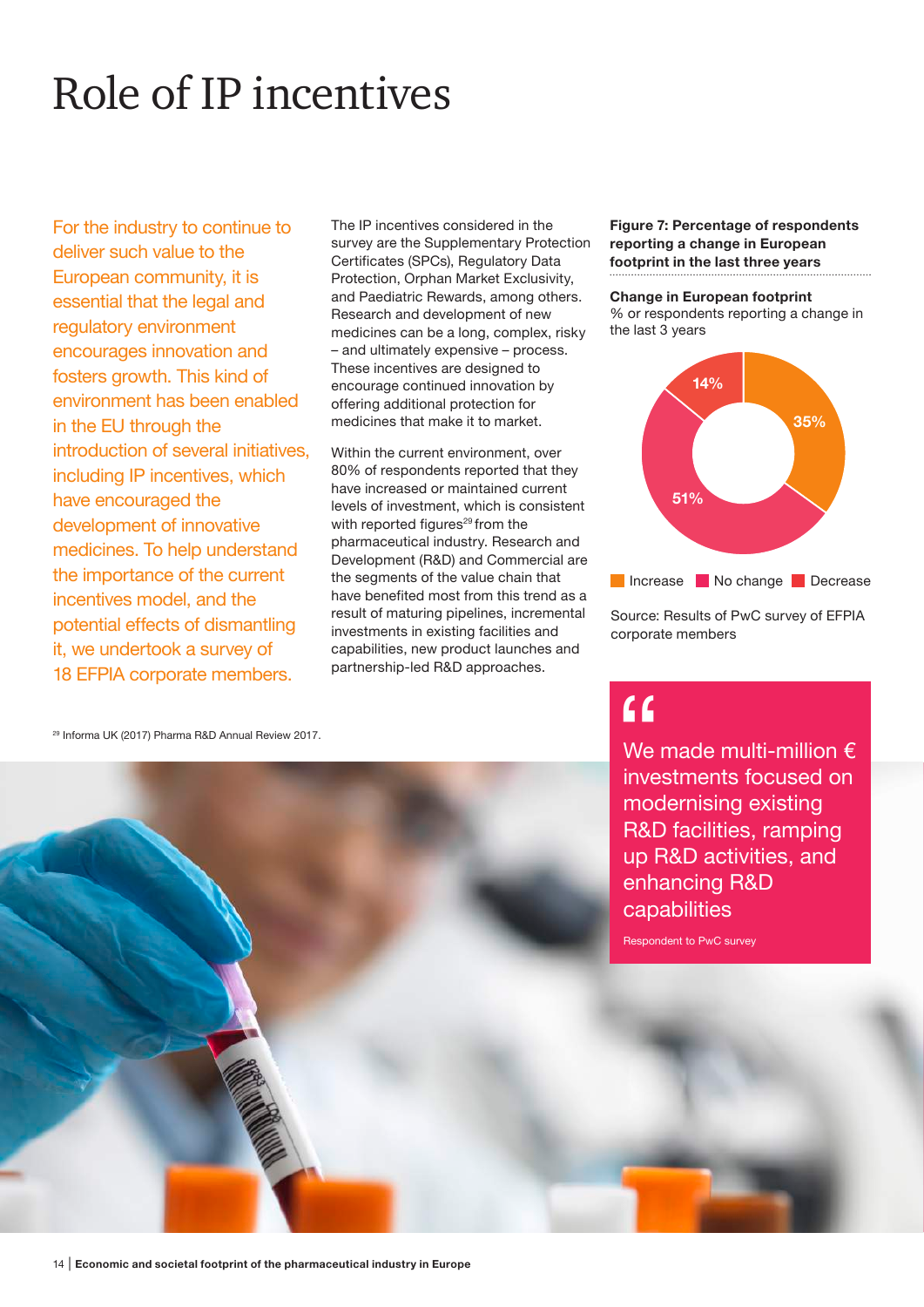# Role of IP incentives

For the industry to continue to deliver such value to the European community, it is essential that the legal and regulatory environment encourages innovation and fosters growth. This kind of environment has been enabled in the EU through the introduction of several initiatives, including IP incentives, which have encouraged the development of innovative medicines. To help understand the importance of the current incentives model, and the potential effects of dismantling it, we undertook a survey of 18 EFPIA corporate members.

The IP incentives considered in the survey are the Supplementary Protection Certificates (SPCs), Regulatory Data Protection, Orphan Market Exclusivity, and Paediatric Rewards, among others. Research and development of new medicines can be a long, complex, risky – and ultimately expensive – process. These incentives are designed to encourage continued innovation by offering additional protection for medicines that make it to market.

Within the current environment, over 80% of respondents reported that they have increased or maintained current levels of investment, which is consistent with reported figures[29] from the pharmaceutical industry. Research and Development (R&D) and Commercial are the segments of the value chain that have benefited most from this trend as a result of maturing pipelines, incremental investments in existing facilities and capabilities, new product launches and partnership-led R&D approaches.

**Figure 7: Percentage of respondents reporting a change in European footprint in the last three years**

**Change in European footprint**
% or respondents reporting a change in the last 3 years

| Change | % |
|---|---|
| Increase | 35% |
| No change | 51% |
| Decrease | 14% |

Source: Results of PwC survey of EFPIA corporate members

> "We made multi-million € investments focused on modernising existing R&D facilities, ramping up R&D activities, and enhancing R&D capabilities
>
> Respondent to PwC survey

[29] Informa UK (2017) Pharma R&D Annual Review 2017.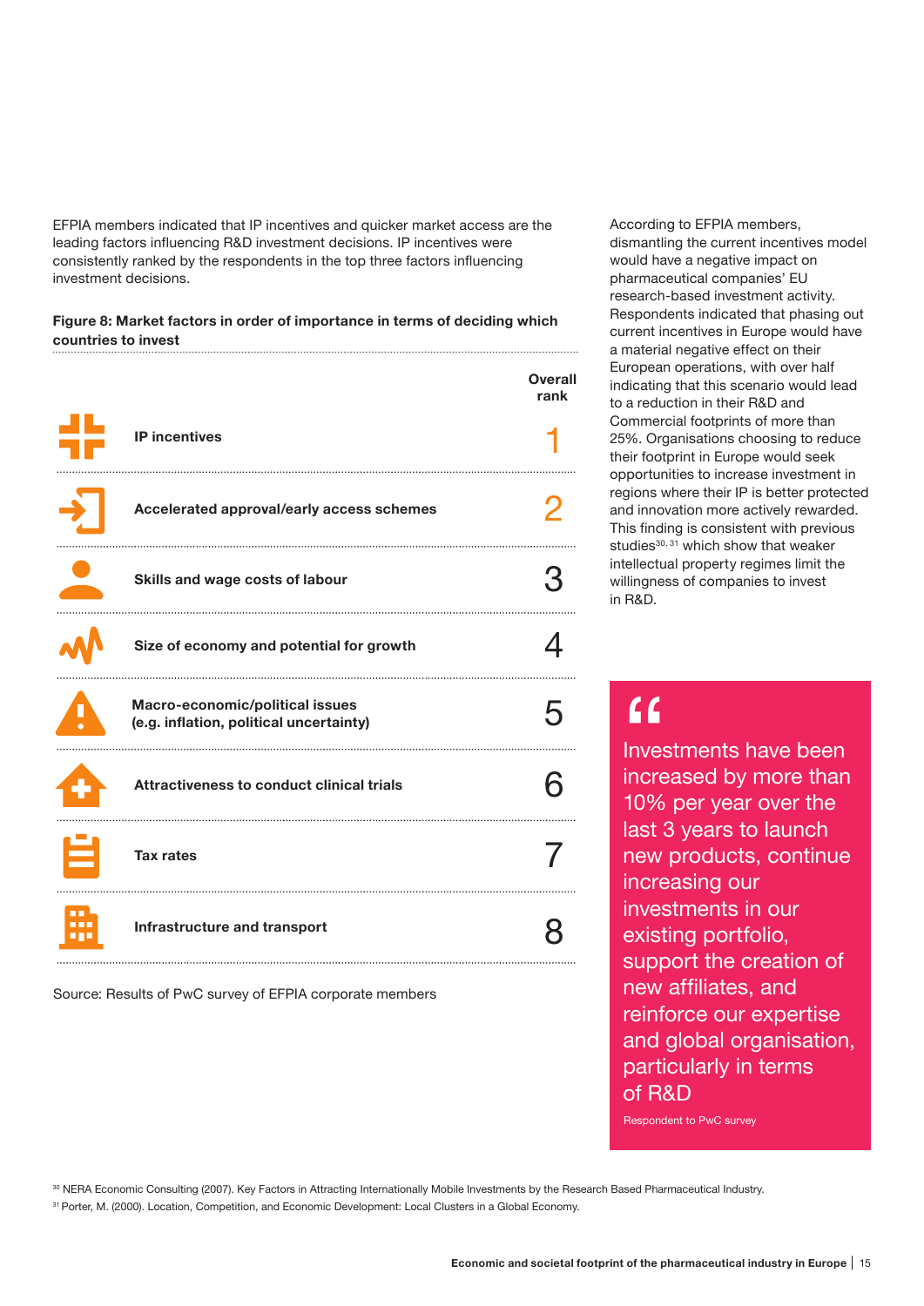EFPIA members indicated that IP incentives and quicker market access are the leading factors influencing R&D investment decisions. IP incentives were consistently ranked by the respondents in the top three factors influencing investment decisions.

**Figure 8: Market factors in order of importance in terms of deciding which countries to invest**

| Factor | Overall rank |
|---|---|
| **IP incentives** | 1 |
| **Accelerated approval/early access schemes** | 2 |
| **Skills and wage costs of labour** | 3 |
| **Size of economy and potential for growth** | 4 |
| **Macro-economic/political issues (e.g. inflation, political uncertainty)** | 5 |
| **Attractiveness to conduct clinical trials** | 6 |
| **Tax rates** | 7 |
| **Infrastructure and transport** | 8 |

Source: Results of PwC survey of EFPIA corporate members

According to EFPIA members, dismantling the current incentives model would have a negative impact on pharmaceutical companies' EU research-based investment activity. Respondents indicated that phasing out current incentives in Europe would have a material negative effect on their European operations, with over half indicating that this scenario would lead to a reduction in their R&D and Commercial footprints of more than 25%. Organisations choosing to reduce their footprint in Europe would seek opportunities to increase investment in regions where their IP is better protected and innovation more actively rewarded. This finding is consistent with previous studies[30, 31] which show that weaker intellectual property regimes limit the willingness of companies to invest in R&D.

> "Investments have been increased by more than 10% per year over the last 3 years to launch new products, continue increasing our investments in our existing portfolio, support the creation of new affiliates, and reinforce our expertise and global organisation, particularly in terms of R&D
>
> Respondent to PwC survey

[30] NERA Economic Consulting (2007). Key Factors in Attracting Internationally Mobile Investments by the Research Based Pharmaceutical Industry.

[31] Porter, M. (2000). Location, Competition, and Economic Development: Local Clusters in a Global Economy.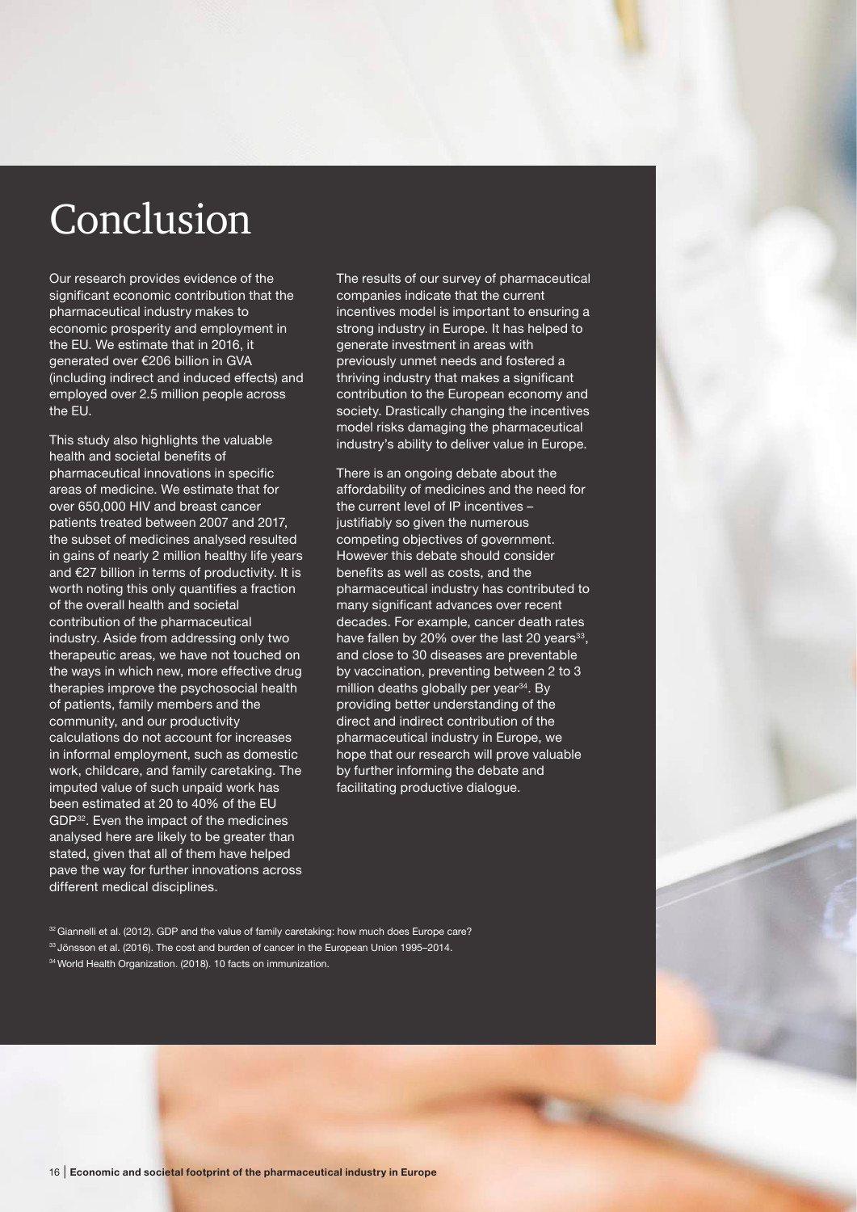# Conclusion

Our research provides evidence of the significant economic contribution that the pharmaceutical industry makes to economic prosperity and employment in the EU. We estimate that in 2016, it generated over €206 billion in GVA (including indirect and induced effects) and employed over 2.5 million people across the EU.

This study also highlights the valuable health and societal benefits of pharmaceutical innovations in specific areas of medicine. We estimate that for over 650,000 HIV and breast cancer patients treated between 2007 and 2017, the subset of medicines analysed resulted in gains of nearly 2 million healthy life years and €27 billion in terms of productivity. It is worth noting this only quantifies a fraction of the overall health and societal contribution of the pharmaceutical industry. Aside from addressing only two therapeutic areas, we have not touched on the ways in which new, more effective drug therapies improve the psychosocial health of patients, family members and the community, and our productivity calculations do not account for increases in informal employment, such as domestic work, childcare, and family caretaking. The imputed value of such unpaid work has been estimated at 20 to 40% of the EU GDP[32]. Even the impact of the medicines analysed here are likely to be greater than stated, given that all of them have helped pave the way for further innovations across different medical disciplines.

The results of our survey of pharmaceutical companies indicate that the current incentives model is important to ensuring a strong industry in Europe. It has helped to generate investment in areas with previously unmet needs and fostered a thriving industry that makes a significant contribution to the European economy and society. Drastically changing the incentives model risks damaging the pharmaceutical industry's ability to deliver value in Europe.

There is an ongoing debate about the affordability of medicines and the need for the current level of IP incentives – justifiably so given the numerous competing objectives of government. However this debate should consider benefits as well as costs, and the pharmaceutical industry has contributed to many significant advances over recent decades. For example, cancer death rates have fallen by 20% over the last 20 years[33], and close to 30 diseases are preventable by vaccination, preventing between 2 to 3 million deaths globally per year[34]. By providing better understanding of the direct and indirect contribution of the pharmaceutical industry in Europe, we hope that our research will prove valuable by further informing the debate and facilitating productive dialogue.

[32] Giannelli et al. (2012). GDP and the value of family caretaking: how much does Europe care?

[33] Jönsson et al. (2016). The cost and burden of cancer in the European Union 1995–2014.

[34] World Health Organization. (2018). 10 facts on immunization.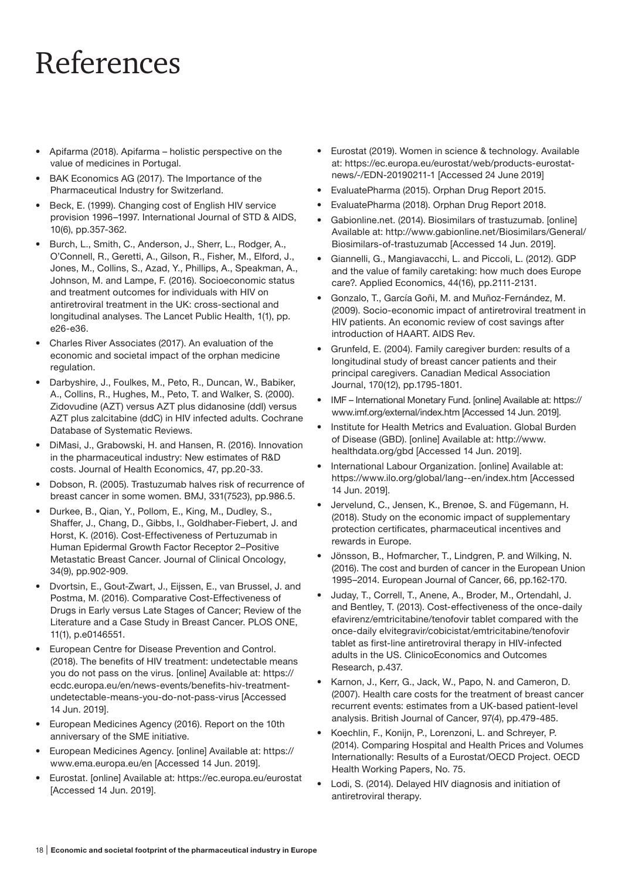# References

- Apifarma (2018). Apifarma – holistic perspective on the value of medicines in Portugal.
- BAK Economics AG (2017). The Importance of the Pharmaceutical Industry for Switzerland.
- Beck, E. (1999). Changing cost of English HIV service provision 1996–1997. International Journal of STD & AIDS, 10(6), pp.357-362.
- Burch, L., Smith, C., Anderson, J., Sherr, L., Rodger, A., O'Connell, R., Geretti, A., Gilson, R., Fisher, M., Elford, J., Jones, M., Collins, S., Azad, Y., Phillips, A., Speakman, A., Johnson, M. and Lampe, F. (2016). Socioeconomic status and treatment outcomes for individuals with HIV on antiretroviral treatment in the UK: cross-sectional and longitudinal analyses. The Lancet Public Health, 1(1), pp. e26-e36.
- Charles River Associates (2017). An evaluation of the economic and societal impact of the orphan medicine regulation.
- Darbyshire, J., Foulkes, M., Peto, R., Duncan, W., Babiker, A., Collins, R., Hughes, M., Peto, T. and Walker, S. (2000). Zidovudine (AZT) versus AZT plus didanosine (ddI) versus AZT plus zalcitabine (ddC) in HIV infected adults. Cochrane Database of Systematic Reviews.
- DiMasi, J., Grabowski, H. and Hansen, R. (2016). Innovation in the pharmaceutical industry: New estimates of R&D costs. Journal of Health Economics, 47, pp.20-33.
- Dobson, R. (2005). Trastuzumab halves risk of recurrence of breast cancer in some women. BMJ, 331(7523), pp.986.5.
- Durkee, B., Qian, Y., Pollom, E., King, M., Dudley, S., Shaffer, J., Chang, D., Gibbs, I., Goldhaber-Fiebert, J. and Horst, K. (2016). Cost-Effectiveness of Pertuzumab in Human Epidermal Growth Factor Receptor 2–Positive Metastatic Breast Cancer. Journal of Clinical Oncology, 34(9), pp.902-909.
- Dvortsin, E., Gout-Zwart, J., Eijssen, E., van Brussel, J. and Postma, M. (2016). Comparative Cost-Effectiveness of Drugs in Early versus Late Stages of Cancer; Review of the Literature and a Case Study in Breast Cancer. PLOS ONE, 11(1), p.e0146551.
- European Centre for Disease Prevention and Control. (2018). The benefits of HIV treatment: undetectable means you do not pass on the virus. [online] Available at: https://ecdc.europa.eu/en/news-events/benefits-hiv-treatment-undetectable-means-you-do-not-pass-virus [Accessed 14 Jun. 2019].
- European Medicines Agency (2016). Report on the 10th anniversary of the SME initiative.
- European Medicines Agency. [online] Available at: https://www.ema.europa.eu/en [Accessed 14 Jun. 2019].
- Eurostat. [online] Available at: https://ec.europa.eu/eurostat [Accessed 14 Jun. 2019].
- Eurostat (2019). Women in science & technology. Available at: https://ec.europa.eu/eurostat/web/products-eurostat-news/-/EDN-20190211-1 [Accessed 24 June 2019]
- EvaluatePharma (2015). Orphan Drug Report 2015.
- EvaluatePharma (2018). Orphan Drug Report 2018.
- Gabionline.net. (2014). Biosimilars of trastuzumab. [online] Available at: http://www.gabionline.net/Biosimilars/General/Biosimilars-of-trastuzumab [Accessed 14 Jun. 2019].
- Giannelli, G., Mangiavacchi, L. and Piccoli, L. (2012). GDP and the value of family caretaking: how much does Europe care?. Applied Economics, 44(16), pp.2111-2131.
- Gonzalo, T., García Goñi, M. and Muñoz-Fernández, M. (2009). Socio-economic impact of antiretroviral treatment in HIV patients. An economic review of cost savings after introduction of HAART. AIDS Rev.
- Grunfeld, E. (2004). Family caregiver burden: results of a longitudinal study of breast cancer patients and their principal caregivers. Canadian Medical Association Journal, 170(12), pp.1795-1801.
- IMF – International Monetary Fund. [online] Available at: https://www.imf.org/external/index.htm [Accessed 14 Jun. 2019].
- Institute for Health Metrics and Evaluation. Global Burden of Disease (GBD). [online] Available at: http://www.healthdata.org/gbd [Accessed 14 Jun. 2019].
- International Labour Organization. [online] Available at: https://www.ilo.org/global/lang--en/index.htm [Accessed 14 Jun. 2019].
- Jervelund, C., Jensen, K., Brenøe, S. and Fügemann, H. (2018). Study on the economic impact of supplementary protection certificates, pharmaceutical incentives and rewards in Europe.
- Jönsson, B., Hofmarcher, T., Lindgren, P. and Wilking, N. (2016). The cost and burden of cancer in the European Union 1995–2014. European Journal of Cancer, 66, pp.162-170.
- Juday, T., Correll, T., Anene, A., Broder, M., Ortendahl, J. and Bentley, T. (2013). Cost-effectiveness of the once-daily efavirenz/emtricitabine/tenofovir tablet compared with the once-daily elvitegravir/cobicistat/emtricitabine/tenofovir tablet as first-line antiretroviral therapy in HIV-infected adults in the US. ClinicoEconomics and Outcomes Research, p.437.
- Karnon, J., Kerr, G., Jack, W., Papo, N. and Cameron, D. (2007). Health care costs for the treatment of breast cancer recurrent events: estimates from a UK-based patient-level analysis. British Journal of Cancer, 97(4), pp.479-485.
- Koechlin, F., Konijn, P., Lorenzoni, L. and Schreyer, P. (2014). Comparing Hospital and Health Prices and Volumes Internationally: Results of a Eurostat/OECD Project. OECD Health Working Papers, No. 75.
- Lodi, S. (2014). Delayed HIV diagnosis and initiation of antiretroviral therapy.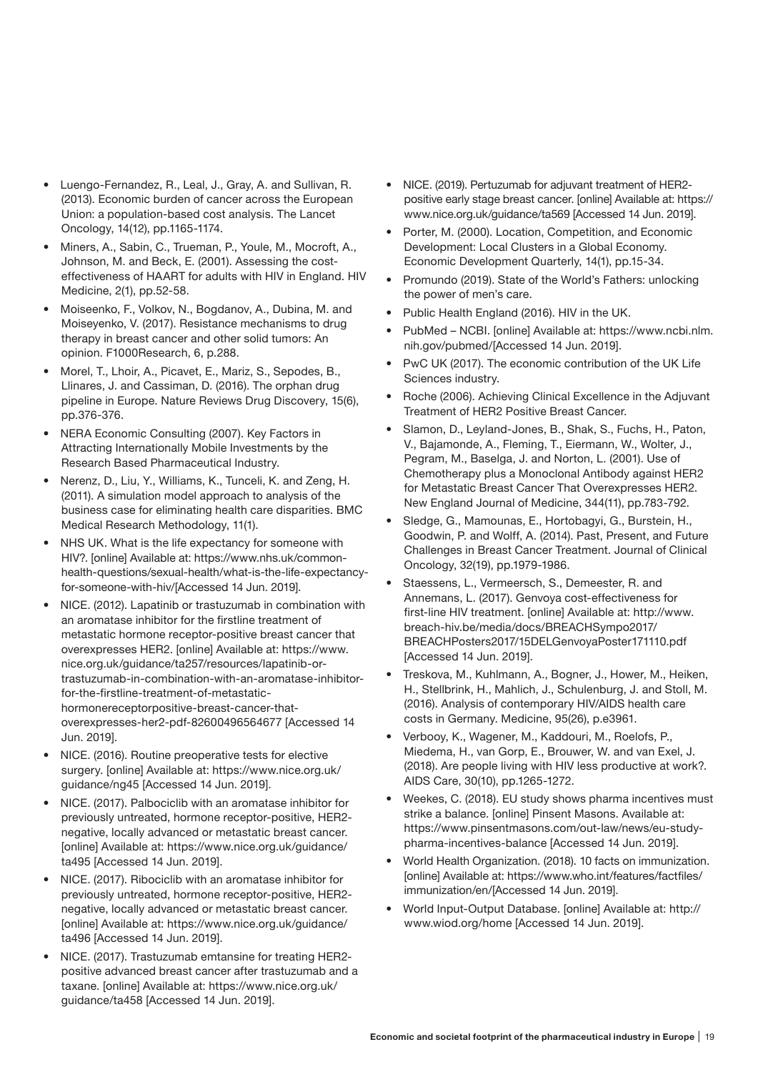- Luengo-Fernandez, R., Leal, J., Gray, A. and Sullivan, R. (2013). Economic burden of cancer across the European Union: a population-based cost analysis. The Lancet Oncology, 14(12), pp.1165-1174.
- Miners, A., Sabin, C., Trueman, P., Youle, M., Mocroft, A., Johnson, M. and Beck, E. (2001). Assessing the cost-effectiveness of HAART for adults with HIV in England. HIV Medicine, 2(1), pp.52-58.
- Moiseenko, F., Volkov, N., Bogdanov, A., Dubina, M. and Moiseyenko, V. (2017). Resistance mechanisms to drug therapy in breast cancer and other solid tumors: An opinion. F1000Research, 6, p.288.
- Morel, T., Lhoir, A., Picavet, E., Mariz, S., Sepodes, B., Llinares, J. and Cassiman, D. (2016). The orphan drug pipeline in Europe. Nature Reviews Drug Discovery, 15(6), pp.376-376.
- NERA Economic Consulting (2007). Key Factors in Attracting Internationally Mobile Investments by the Research Based Pharmaceutical Industry.
- Nerenz, D., Liu, Y., Williams, K., Tunceli, K. and Zeng, H. (2011). A simulation model approach to analysis of the business case for eliminating health care disparities. BMC Medical Research Methodology, 11(1).
- NHS UK. What is the life expectancy for someone with HIV?. [online] Available at: https://www.nhs.uk/common-health-questions/sexual-health/what-is-the-life-expectancy-for-someone-with-hiv/[Accessed 14 Jun. 2019].
- NICE. (2012). Lapatinib or trastuzumab in combination with an aromatase inhibitor for the firstline treatment of metastatic hormone receptor-positive breast cancer that overexpresses HER2. [online] Available at: https://www.nice.org.uk/guidance/ta257/resources/lapatinib-or-trastuzumab-in-combination-with-an-aromatase-inhibitor-for-the-firstline-treatment-of-metastatic-hormonereceptorpositive-breast-cancer-that-overexpresses-her2-pdf-82600496564677 [Accessed 14 Jun. 2019].
- NICE. (2016). Routine preoperative tests for elective surgery. [online] Available at: https://www.nice.org.uk/guidance/ng45 [Accessed 14 Jun. 2019].
- NICE. (2017). Palbociclib with an aromatase inhibitor for previously untreated, hormone receptor-positive, HER2-negative, locally advanced or metastatic breast cancer. [online] Available at: https://www.nice.org.uk/guidance/ta495 [Accessed 14 Jun. 2019].
- NICE. (2017). Ribociclib with an aromatase inhibitor for previously untreated, hormone receptor-positive, HER2-negative, locally advanced or metastatic breast cancer. [online] Available at: https://www.nice.org.uk/guidance/ta496 [Accessed 14 Jun. 2019].
- NICE. (2017). Trastuzumab emtansine for treating HER2-positive advanced breast cancer after trastuzumab and a taxane. [online] Available at: https://www.nice.org.uk/guidance/ta458 [Accessed 14 Jun. 2019].
- NICE. (2019). Pertuzumab for adjuvant treatment of HER2-positive early stage breast cancer. [online] Available at: https://www.nice.org.uk/guidance/ta569 [Accessed 14 Jun. 2019].
- Porter, M. (2000). Location, Competition, and Economic Development: Local Clusters in a Global Economy. Economic Development Quarterly, 14(1), pp.15-34.
- Promundo (2019). State of the World's Fathers: unlocking the power of men's care.
- Public Health England (2016). HIV in the UK.
- PubMed – NCBI. [online] Available at: https://www.ncbi.nlm.nih.gov/pubmed/[Accessed 14 Jun. 2019].
- PwC UK (2017). The economic contribution of the UK Life Sciences industry.
- Roche (2006). Achieving Clinical Excellence in the Adjuvant Treatment of HER2 Positive Breast Cancer.
- Slamon, D., Leyland-Jones, B., Shak, S., Fuchs, H., Paton, V., Bajamonde, A., Fleming, T., Eiermann, W., Wolter, J., Pegram, M., Baselga, J. and Norton, L. (2001). Use of Chemotherapy plus a Monoclonal Antibody against HER2 for Metastatic Breast Cancer That Overexpresses HER2. New England Journal of Medicine, 344(11), pp.783-792.
- Sledge, G., Mamounas, E., Hortobagyi, G., Burstein, H., Goodwin, P. and Wolff, A. (2014). Past, Present, and Future Challenges in Breast Cancer Treatment. Journal of Clinical Oncology, 32(19), pp.1979-1986.
- Staessens, L., Vermeersch, S., Demeester, R. and Annemans, L. (2017). Genvoya cost-effectiveness for first-line HIV treatment. [online] Available at: http://www.breach-hiv.be/media/docs/BREACHSympo2017/BREACHPosters2017/15DELGenvoyaPoster171110.pdf [Accessed 14 Jun. 2019].
- Treskova, M., Kuhlmann, A., Bogner, J., Hower, M., Heiken, H., Stellbrink, H., Mahlich, J., Schulenburg, J. and Stoll, M. (2016). Analysis of contemporary HIV/AIDS health care costs in Germany. Medicine, 95(26), p.e3961.
- Verbooy, K., Wagener, M., Kaddouri, M., Roelofs, P., Miedema, H., van Gorp, E., Brouwer, W. and van Exel, J. (2018). Are people living with HIV less productive at work?. AIDS Care, 30(10), pp.1265-1272.
- Weekes, C. (2018). EU study shows pharma incentives must strike a balance. [online] Pinsent Masons. Available at: https://www.pinsentmasons.com/out-law/news/eu-study-pharma-incentives-balance [Accessed 14 Jun. 2019].
- World Health Organization. (2018). 10 facts on immunization. [online] Available at: https://www.who.int/features/factfiles/immunization/en/[Accessed 14 Jun. 2019].
- World Input-Output Database. [online] Available at: http://www.wiod.org/home [Accessed 14 Jun. 2019].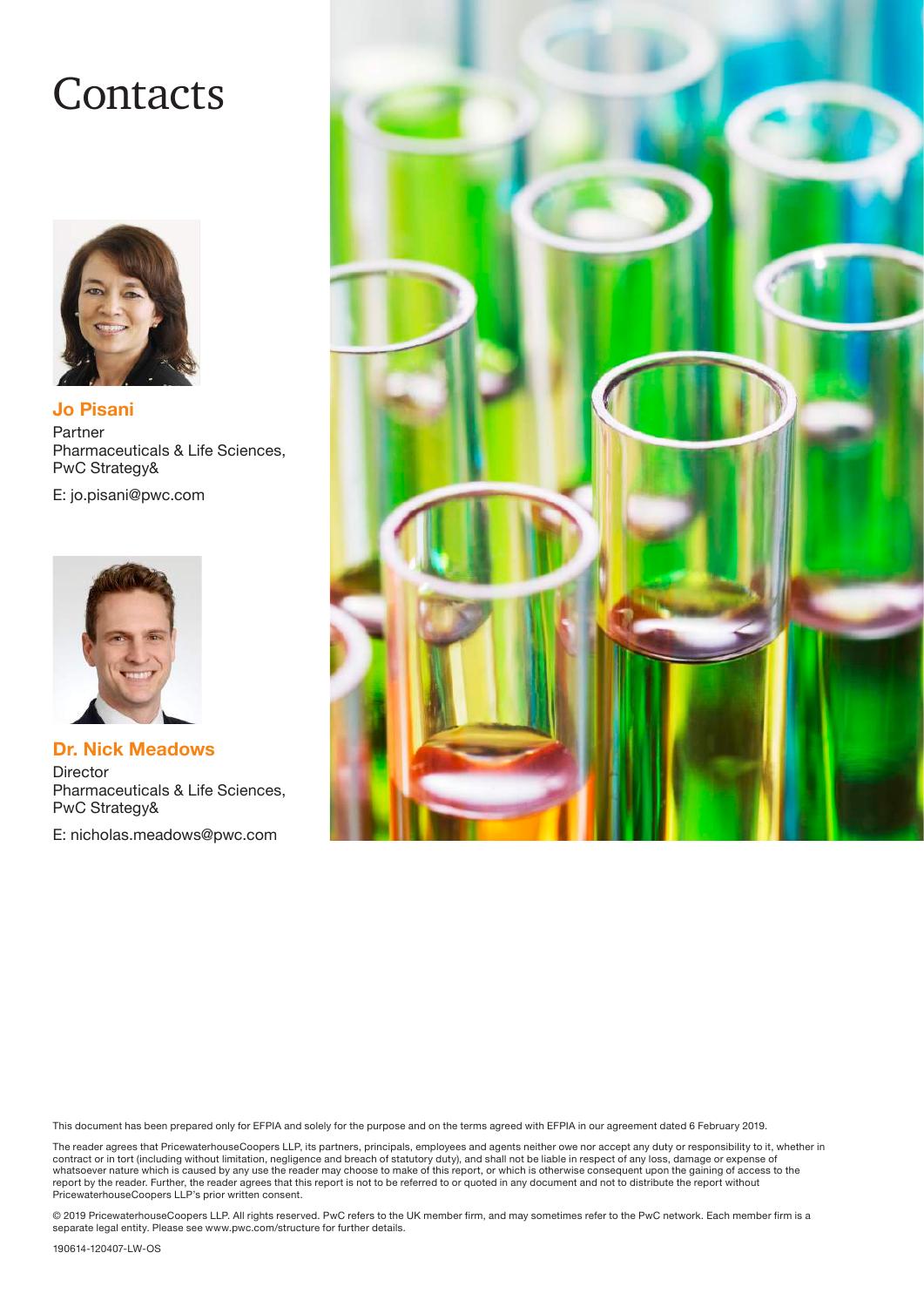# Contacts

**Jo Pisani**
Partner
Pharmaceuticals & Life Sciences,
PwC Strategy&

E: jo.pisani@pwc.com

**Dr. Nick Meadows**
Director
Pharmaceuticals & Life Sciences,
PwC Strategy&

E: nicholas.meadows@pwc.com

This document has been prepared only for EFPIA and solely for the purpose and on the terms agreed with EFPIA in our agreement dated 6 February 2019.

The reader agrees that PricewaterhouseCoopers LLP, its partners, principals, employees and agents neither owe nor accept any duty or responsibility to it, whether in contract or in tort (including without limitation, negligence and breach of statutory duty), and shall not be liable in respect of any loss, damage or expense of whatsoever nature which is caused by any use the reader may choose to make of this report, or which is otherwise consequent upon the gaining of access to the report by the reader. Further, the reader agrees that this report is not to be referred to or quoted in any document and not to distribute the report without PricewaterhouseCoopers LLP's prior written consent.

© 2019 PricewaterhouseCoopers LLP. All rights reserved. PwC refers to the UK member firm, and may sometimes refer to the PwC network. Each member firm is a separate legal entity. Please see www.pwc.com/structure for further details.

190614-120407-LW-OS